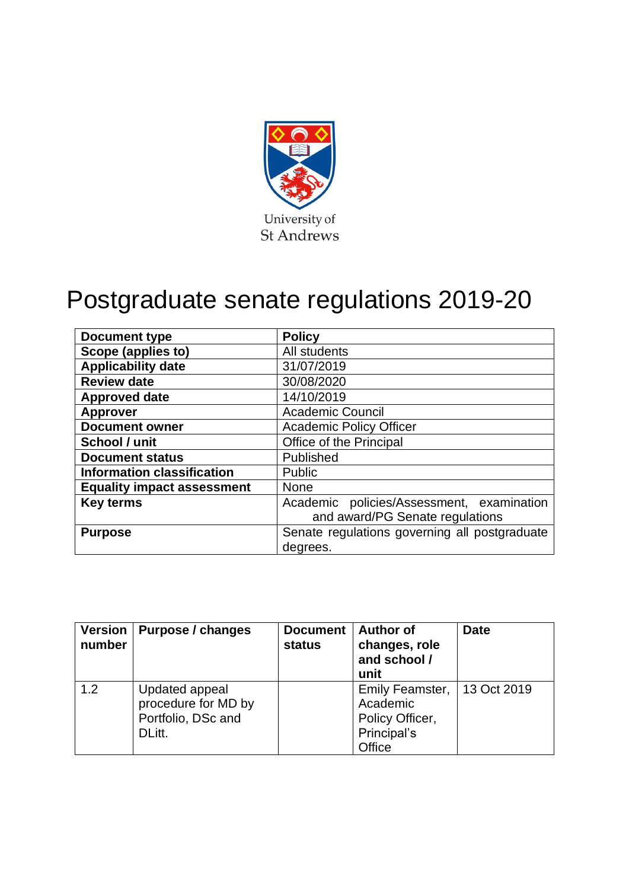University of
St Andrews

# Postgraduate senate regulations 2019-20

| Document type | Policy |
|---|---|
| Scope (applies to) | All students |
| Applicability date | 31/07/2019 |
| Review date | 30/08/2020 |
| Approved date | 14/10/2019 |
| Approver | Academic Council |
| Document owner | Academic Policy Officer |
| School / unit | Office of the Principal |
| Document status | Published |
| Information classification | Public |
| Equality impact assessment | None |
| Key terms | Academic policies/Assessment, examination and award/PG Senate regulations |
| Purpose | Senate regulations governing all postgraduate degrees. |

| Version number | Purpose / changes | Document status | Author of changes, role and school / unit | Date |
|---|---|---|---|---|
| 1.2 | Updated appeal procedure for MD by Portfolio, DSc and DLitt. | | Emily Feamster, Academic Policy Officer, Principal's Office | 13 Oct 2019 |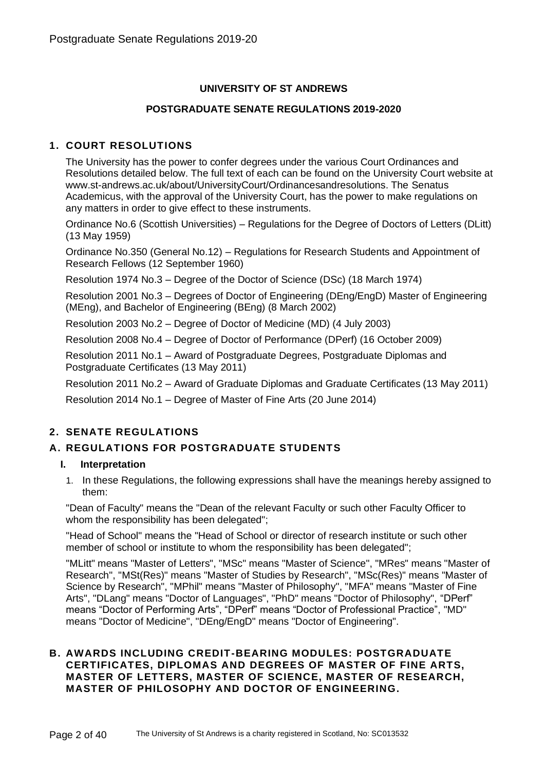**UNIVERSITY OF ST ANDREWS**

**POSTGRADUATE SENATE REGULATIONS 2019-2020**

## 1. COURT RESOLUTIONS

The University has the power to confer degrees under the various Court Ordinances and Resolutions detailed below. The full text of each can be found on the University Court website at www.st-andrews.ac.uk/about/UniversityCourt/Ordinancesandresolutions. The Senatus Academicus, with the approval of the University Court, has the power to make regulations on any matters in order to give effect to these instruments.

Ordinance No.6 (Scottish Universities) – Regulations for the Degree of Doctors of Letters (DLitt) (13 May 1959)

Ordinance No.350 (General No.12) – Regulations for Research Students and Appointment of Research Fellows (12 September 1960)

Resolution 1974 No.3 – Degree of the Doctor of Science (DSc) (18 March 1974)

Resolution 2001 No.3 – Degrees of Doctor of Engineering (DEng/EngD) Master of Engineering (MEng), and Bachelor of Engineering (BEng) (8 March 2002)

Resolution 2003 No.2 – Degree of Doctor of Medicine (MD) (4 July 2003)

Resolution 2008 No.4 – Degree of Doctor of Performance (DPerf) (16 October 2009)

Resolution 2011 No.1 – Award of Postgraduate Degrees, Postgraduate Diplomas and Postgraduate Certificates (13 May 2011)

Resolution 2011 No.2 – Award of Graduate Diplomas and Graduate Certificates (13 May 2011)

Resolution 2014 No.1 – Degree of Master of Fine Arts (20 June 2014)

## 2. SENATE REGULATIONS

## A. REGULATIONS FOR POSTGRADUATE STUDENTS

### I. Interpretation

1. In these Regulations, the following expressions shall have the meanings hereby assigned to them:

"Dean of Faculty" means the "Dean of the relevant Faculty or such other Faculty Officer to whom the responsibility has been delegated";

"Head of School" means the "Head of School or director of research institute or such other member of school or institute to whom the responsibility has been delegated";

"MLitt" means "Master of Letters", "MSc" means "Master of Science", "MRes" means "Master of Research", "MSt(Res)" means "Master of Studies by Research", "MSc(Res)" means "Master of Science by Research", "MPhil" means "Master of Philosophy", "MFA" means "Master of Fine Arts", "DLang" means "Doctor of Languages", "PhD" means "Doctor of Philosophy", "DPerf" means "Doctor of Performing Arts", "DPerf" means "Doctor of Professional Practice", "MD" means "Doctor of Medicine", "DEng/EngD" means "Doctor of Engineering".

## B. AWARDS INCLUDING CREDIT-BEARING MODULES: POSTGRADUATE CERTIFICATES, DIPLOMAS AND DEGREES OF MASTER OF FINE ARTS, MASTER OF LETTERS, MASTER OF SCIENCE, MASTER OF RESEARCH, MASTER OF PHILOSOPHY AND DOCTOR OF ENGINEERING.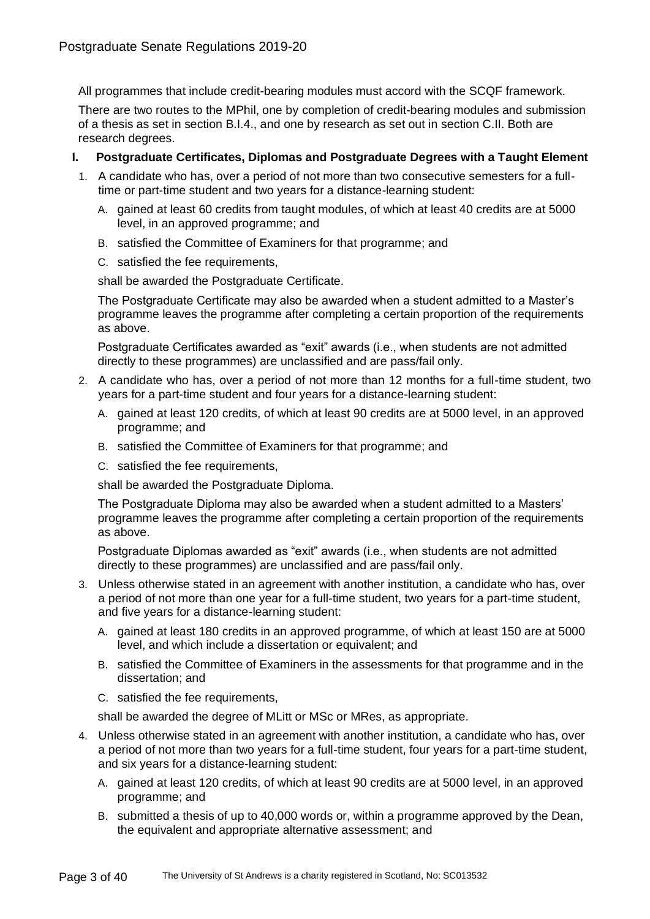All programmes that include credit-bearing modules must accord with the SCQF framework.

There are two routes to the MPhil, one by completion of credit-bearing modules and submission of a thesis as set in section B.I.4., and one by research as set out in section C.II. Both are research degrees.

## I. Postgraduate Certificates, Diplomas and Postgraduate Degrees with a Taught Element

1. A candidate who has, over a period of not more than two consecutive semesters for a full-time or part-time student and two years for a distance-learning student:

   A. gained at least 60 credits from taught modules, of which at least 40 credits are at 5000 level, in an approved programme; and

   B. satisfied the Committee of Examiners for that programme; and

   C. satisfied the fee requirements,

   shall be awarded the Postgraduate Certificate.

   The Postgraduate Certificate may also be awarded when a student admitted to a Master's programme leaves the programme after completing a certain proportion of the requirements as above.

   Postgraduate Certificates awarded as "exit" awards (i.e., when students are not admitted directly to these programmes) are unclassified and are pass/fail only.

2. A candidate who has, over a period of not more than 12 months for a full-time student, two years for a part-time student and four years for a distance-learning student:

   A. gained at least 120 credits, of which at least 90 credits are at 5000 level, in an approved programme; and

   B. satisfied the Committee of Examiners for that programme; and

   C. satisfied the fee requirements,

   shall be awarded the Postgraduate Diploma.

   The Postgraduate Diploma may also be awarded when a student admitted to a Masters' programme leaves the programme after completing a certain proportion of the requirements as above.

   Postgraduate Diplomas awarded as "exit" awards (i.e., when students are not admitted directly to these programmes) are unclassified and are pass/fail only.

3. Unless otherwise stated in an agreement with another institution, a candidate who has, over a period of not more than one year for a full-time student, two years for a part-time student, and five years for a distance-learning student:

   A. gained at least 180 credits in an approved programme, of which at least 150 are at 5000 level, and which include a dissertation or equivalent; and

   B. satisfied the Committee of Examiners in the assessments for that programme and in the dissertation; and

   C. satisfied the fee requirements,

   shall be awarded the degree of MLitt or MSc or MRes, as appropriate.

4. Unless otherwise stated in an agreement with another institution, a candidate who has, over a period of not more than two years for a full-time student, four years for a part-time student, and six years for a distance-learning student:

   A. gained at least 120 credits, of which at least 90 credits are at 5000 level, in an approved programme; and

   B. submitted a thesis of up to 40,000 words or, within a programme approved by the Dean, the equivalent and appropriate alternative assessment; and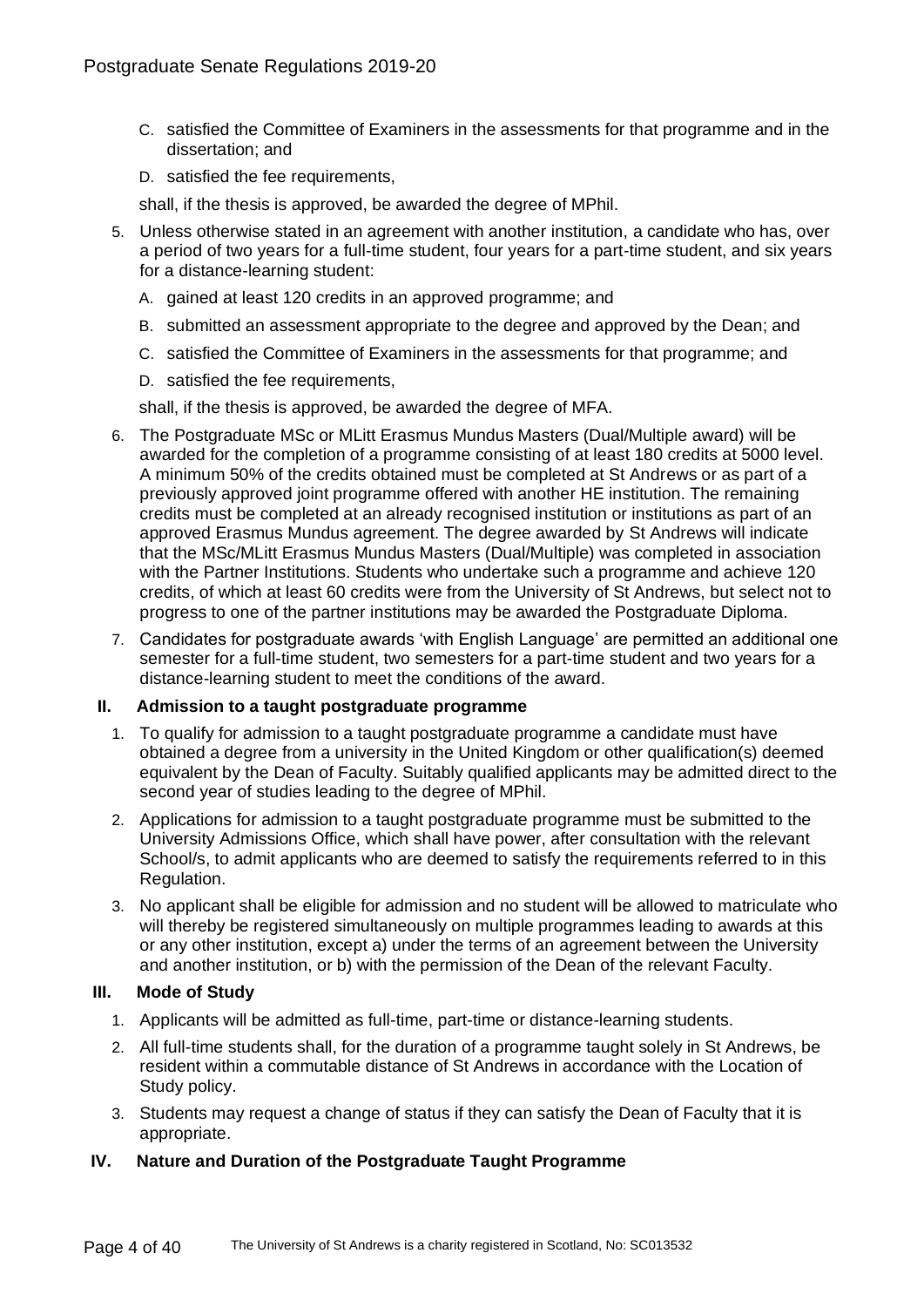C. satisfied the Committee of Examiners in the assessments for that programme and in the dissertation; and

D. satisfied the fee requirements,

shall, if the thesis is approved, be awarded the degree of MPhil.

5. Unless otherwise stated in an agreement with another institution, a candidate who has, over a period of two years for a full-time student, four years for a part-time student, and six years for a distance-learning student:

   A. gained at least 120 credits in an approved programme; and

   B. submitted an assessment appropriate to the degree and approved by the Dean; and

   C. satisfied the Committee of Examiners in the assessments for that programme; and

   D. satisfied the fee requirements,

   shall, if the thesis is approved, be awarded the degree of MFA.

6. The Postgraduate MSc or MLitt Erasmus Mundus Masters (Dual/Multiple award) will be awarded for the completion of a programme consisting of at least 180 credits at 5000 level. A minimum 50% of the credits obtained must be completed at St Andrews or as part of a previously approved joint programme offered with another HE institution. The remaining credits must be completed at an already recognised institution or institutions as part of an approved Erasmus Mundus agreement. The degree awarded by St Andrews will indicate that the MSc/MLitt Erasmus Mundus Masters (Dual/Multiple) was completed in association with the Partner Institutions. Students who undertake such a programme and achieve 120 credits, of which at least 60 credits were from the University of St Andrews, but select not to progress to one of the partner institutions may be awarded the Postgraduate Diploma.

7. Candidates for postgraduate awards 'with English Language' are permitted an additional one semester for a full-time student, two semesters for a part-time student and two years for a distance-learning student to meet the conditions of the award.

## II. Admission to a taught postgraduate programme

1. To qualify for admission to a taught postgraduate programme a candidate must have obtained a degree from a university in the United Kingdom or other qualification(s) deemed equivalent by the Dean of Faculty. Suitably qualified applicants may be admitted direct to the second year of studies leading to the degree of MPhil.

2. Applications for admission to a taught postgraduate programme must be submitted to the University Admissions Office, which shall have power, after consultation with the relevant School/s, to admit applicants who are deemed to satisfy the requirements referred to in this Regulation.

3. No applicant shall be eligible for admission and no student will be allowed to matriculate who will thereby be registered simultaneously on multiple programmes leading to awards at this or any other institution, except a) under the terms of an agreement between the University and another institution, or b) with the permission of the Dean of the relevant Faculty.

## III. Mode of Study

1. Applicants will be admitted as full-time, part-time or distance-learning students.

2. All full-time students shall, for the duration of a programme taught solely in St Andrews, be resident within a commutable distance of St Andrews in accordance with the Location of Study policy.

3. Students may request a change of status if they can satisfy the Dean of Faculty that it is appropriate.

## IV. Nature and Duration of the Postgraduate Taught Programme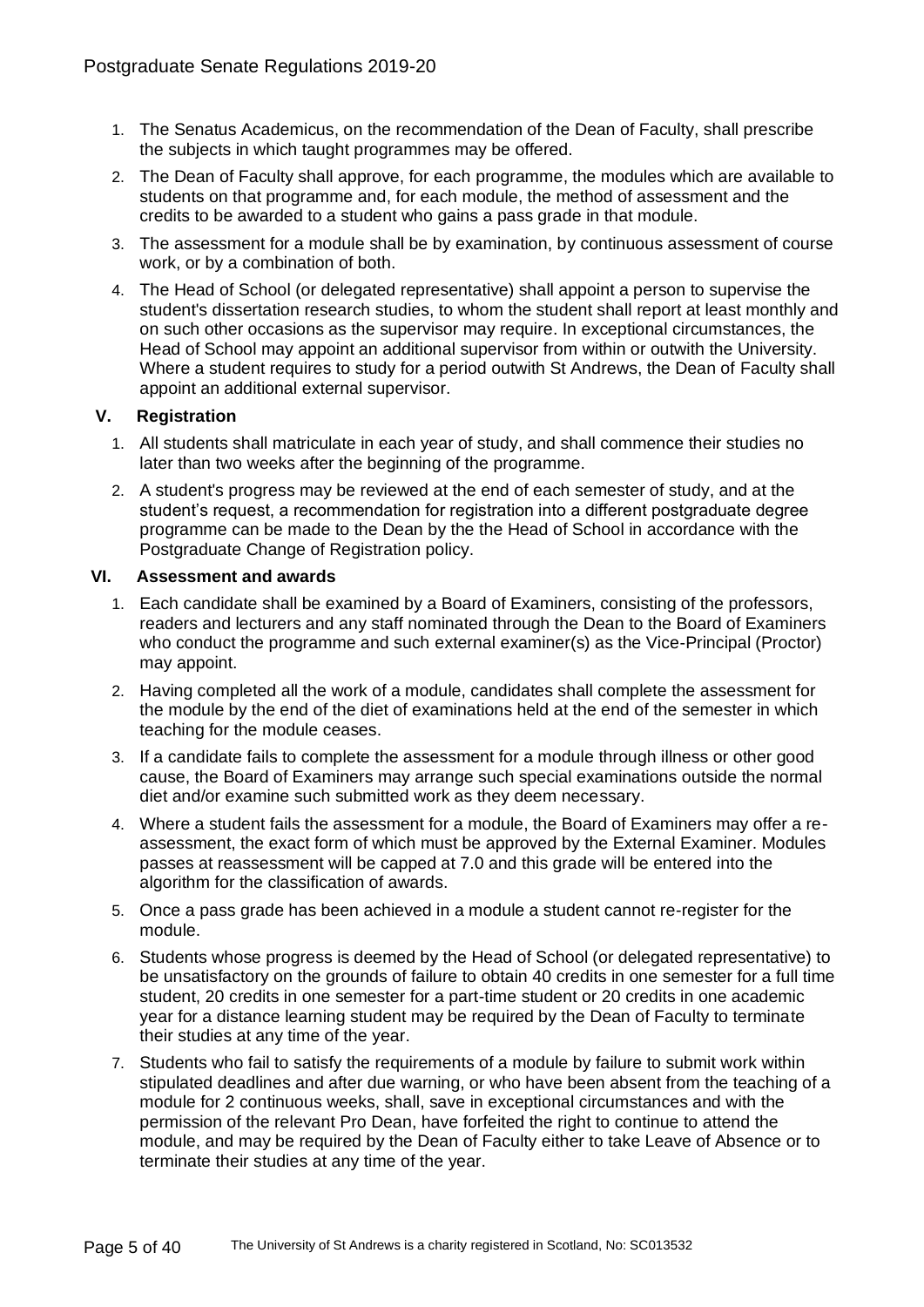1. The Senatus Academicus, on the recommendation of the Dean of Faculty, shall prescribe the subjects in which taught programmes may be offered.
2. The Dean of Faculty shall approve, for each programme, the modules which are available to students on that programme and, for each module, the method of assessment and the credits to be awarded to a student who gains a pass grade in that module.
3. The assessment for a module shall be by examination, by continuous assessment of course work, or by a combination of both.
4. The Head of School (or delegated representative) shall appoint a person to supervise the student's dissertation research studies, to whom the student shall report at least monthly and on such other occasions as the supervisor may require. In exceptional circumstances, the Head of School may appoint an additional supervisor from within or outwith the University. Where a student requires to study for a period outwith St Andrews, the Dean of Faculty shall appoint an additional external supervisor.

## V. Registration

1. All students shall matriculate in each year of study, and shall commence their studies no later than two weeks after the beginning of the programme.
2. A student's progress may be reviewed at the end of each semester of study, and at the student's request, a recommendation for registration into a different postgraduate degree programme can be made to the Dean by the the Head of School in accordance with the Postgraduate Change of Registration policy.

## VI. Assessment and awards

1. Each candidate shall be examined by a Board of Examiners, consisting of the professors, readers and lecturers and any staff nominated through the Dean to the Board of Examiners who conduct the programme and such external examiner(s) as the Vice-Principal (Proctor) may appoint.
2. Having completed all the work of a module, candidates shall complete the assessment for the module by the end of the diet of examinations held at the end of the semester in which teaching for the module ceases.
3. If a candidate fails to complete the assessment for a module through illness or other good cause, the Board of Examiners may arrange such special examinations outside the normal diet and/or examine such submitted work as they deem necessary.
4. Where a student fails the assessment for a module, the Board of Examiners may offer a re-assessment, the exact form of which must be approved by the External Examiner. Modules passes at reassessment will be capped at 7.0 and this grade will be entered into the algorithm for the classification of awards.
5. Once a pass grade has been achieved in a module a student cannot re-register for the module.
6. Students whose progress is deemed by the Head of School (or delegated representative) to be unsatisfactory on the grounds of failure to obtain 40 credits in one semester for a full time student, 20 credits in one semester for a part-time student or 20 credits in one academic year for a distance learning student may be required by the Dean of Faculty to terminate their studies at any time of the year.
7. Students who fail to satisfy the requirements of a module by failure to submit work within stipulated deadlines and after due warning, or who have been absent from the teaching of a module for 2 continuous weeks, shall, save in exceptional circumstances and with the permission of the relevant Pro Dean, have forfeited the right to continue to attend the module, and may be required by the Dean of Faculty either to take Leave of Absence or to terminate their studies at any time of the year.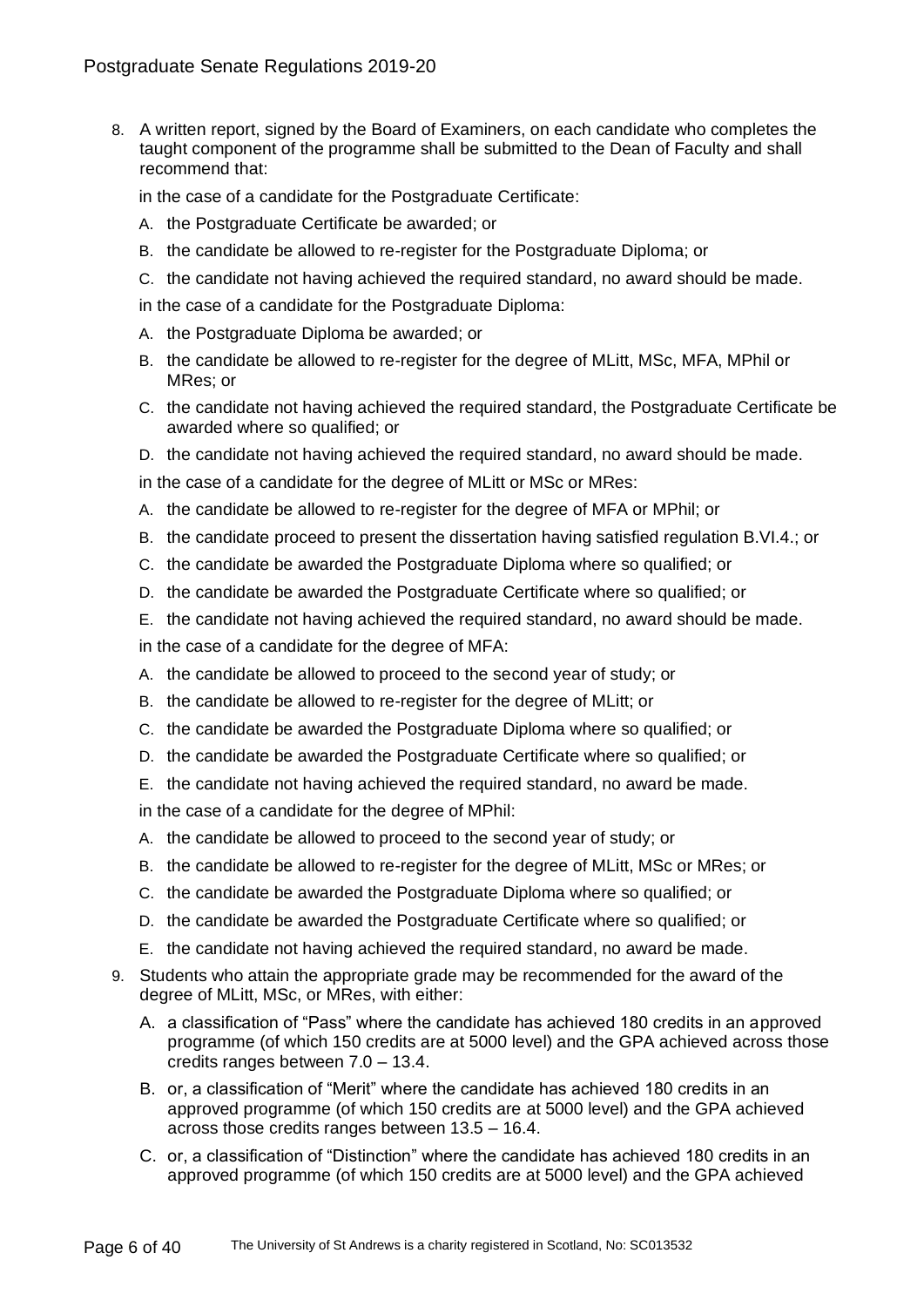8. A written report, signed by the Board of Examiners, on each candidate who completes the taught component of the programme shall be submitted to the Dean of Faculty and shall recommend that:

   in the case of a candidate for the Postgraduate Certificate:

   A. the Postgraduate Certificate be awarded; or
   B. the candidate be allowed to re-register for the Postgraduate Diploma; or
   C. the candidate not having achieved the required standard, no award should be made.

   in the case of a candidate for the Postgraduate Diploma:

   A. the Postgraduate Diploma be awarded; or
   B. the candidate be allowed to re-register for the degree of MLitt, MSc, MFA, MPhil or MRes; or
   C. the candidate not having achieved the required standard, the Postgraduate Certificate be awarded where so qualified; or
   D. the candidate not having achieved the required standard, no award should be made.

   in the case of a candidate for the degree of MLitt or MSc or MRes:

   A. the candidate be allowed to re-register for the degree of MFA or MPhil; or
   B. the candidate proceed to present the dissertation having satisfied regulation B.VI.4.; or
   C. the candidate be awarded the Postgraduate Diploma where so qualified; or
   D. the candidate be awarded the Postgraduate Certificate where so qualified; or
   E. the candidate not having achieved the required standard, no award should be made.

   in the case of a candidate for the degree of MFA:

   A. the candidate be allowed to proceed to the second year of study; or
   B. the candidate be allowed to re-register for the degree of MLitt; or
   C. the candidate be awarded the Postgraduate Diploma where so qualified; or
   D. the candidate be awarded the Postgraduate Certificate where so qualified; or
   E. the candidate not having achieved the required standard, no award be made.

   in the case of a candidate for the degree of MPhil:

   A. the candidate be allowed to proceed to the second year of study; or
   B. the candidate be allowed to re-register for the degree of MLitt, MSc or MRes; or
   C. the candidate be awarded the Postgraduate Diploma where so qualified; or
   D. the candidate be awarded the Postgraduate Certificate where so qualified; or
   E. the candidate not having achieved the required standard, no award be made.

9. Students who attain the appropriate grade may be recommended for the award of the degree of MLitt, MSc, or MRes, with either:

   A. a classification of "Pass" where the candidate has achieved 180 credits in an approved programme (of which 150 credits are at 5000 level) and the GPA achieved across those credits ranges between 7.0 – 13.4.
   B. or, a classification of "Merit" where the candidate has achieved 180 credits in an approved programme (of which 150 credits are at 5000 level) and the GPA achieved across those credits ranges between 13.5 – 16.4.
   C. or, a classification of "Distinction" where the candidate has achieved 180 credits in an approved programme (of which 150 credits are at 5000 level) and the GPA achieved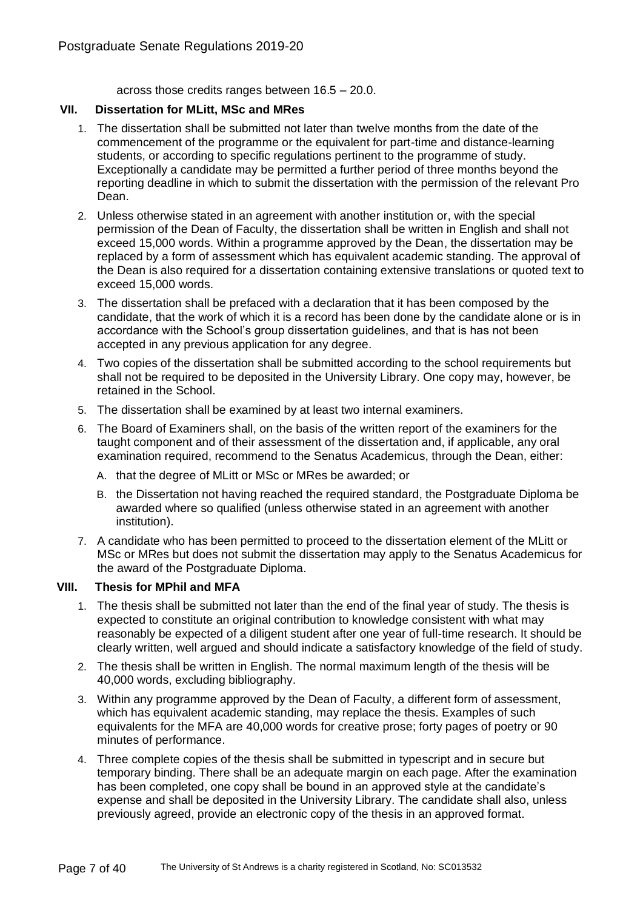across those credits ranges between 16.5 – 20.0.

### VII. Dissertation for MLitt, MSc and MRes

1. The dissertation shall be submitted not later than twelve months from the date of the commencement of the programme or the equivalent for part-time and distance-learning students, or according to specific regulations pertinent to the programme of study. Exceptionally a candidate may be permitted a further period of three months beyond the reporting deadline in which to submit the dissertation with the permission of the relevant Pro Dean.
2. Unless otherwise stated in an agreement with another institution or, with the special permission of the Dean of Faculty, the dissertation shall be written in English and shall not exceed 15,000 words. Within a programme approved by the Dean, the dissertation may be replaced by a form of assessment which has equivalent academic standing. The approval of the Dean is also required for a dissertation containing extensive translations or quoted text to exceed 15,000 words.
3. The dissertation shall be prefaced with a declaration that it has been composed by the candidate, that the work of which it is a record has been done by the candidate alone or is in accordance with the School's group dissertation guidelines, and that is has not been accepted in any previous application for any degree.
4. Two copies of the dissertation shall be submitted according to the school requirements but shall not be required to be deposited in the University Library. One copy may, however, be retained in the School.
5. The dissertation shall be examined by at least two internal examiners.
6. The Board of Examiners shall, on the basis of the written report of the examiners for the taught component and of their assessment of the dissertation and, if applicable, any oral examination required, recommend to the Senatus Academicus, through the Dean, either:
   A. that the degree of MLitt or MSc or MRes be awarded; or
   B. the Dissertation not having reached the required standard, the Postgraduate Diploma be awarded where so qualified (unless otherwise stated in an agreement with another institution).
7. A candidate who has been permitted to proceed to the dissertation element of the MLitt or MSc or MRes but does not submit the dissertation may apply to the Senatus Academicus for the award of the Postgraduate Diploma.

### VIII. Thesis for MPhil and MFA

1. The thesis shall be submitted not later than the end of the final year of study. The thesis is expected to constitute an original contribution to knowledge consistent with what may reasonably be expected of a diligent student after one year of full-time research. It should be clearly written, well argued and should indicate a satisfactory knowledge of the field of study.
2. The thesis shall be written in English. The normal maximum length of the thesis will be 40,000 words, excluding bibliography.
3. Within any programme approved by the Dean of Faculty, a different form of assessment, which has equivalent academic standing, may replace the thesis. Examples of such equivalents for the MFA are 40,000 words for creative prose; forty pages of poetry or 90 minutes of performance.
4. Three complete copies of the thesis shall be submitted in typescript and in secure but temporary binding. There shall be an adequate margin on each page. After the examination has been completed, one copy shall be bound in an approved style at the candidate's expense and shall be deposited in the University Library. The candidate shall also, unless previously agreed, provide an electronic copy of the thesis in an approved format.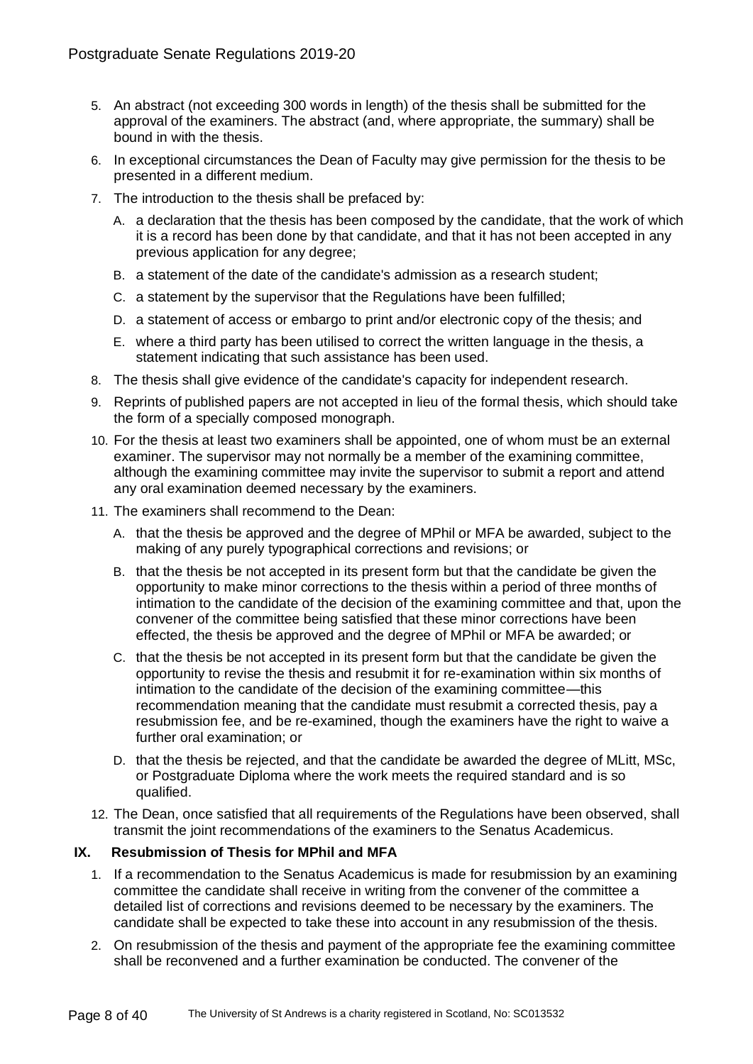5. An abstract (not exceeding 300 words in length) of the thesis shall be submitted for the approval of the examiners. The abstract (and, where appropriate, the summary) shall be bound in with the thesis.
6. In exceptional circumstances the Dean of Faculty may give permission for the thesis to be presented in a different medium.
7. The introduction to the thesis shall be prefaced by:
   A. a declaration that the thesis has been composed by the candidate, that the work of which it is a record has been done by that candidate, and that it has not been accepted in any previous application for any degree;
   B. a statement of the date of the candidate's admission as a research student;
   C. a statement by the supervisor that the Regulations have been fulfilled;
   D. a statement of access or embargo to print and/or electronic copy of the thesis; and
   E. where a third party has been utilised to correct the written language in the thesis, a statement indicating that such assistance has been used.
8. The thesis shall give evidence of the candidate's capacity for independent research.
9. Reprints of published papers are not accepted in lieu of the formal thesis, which should take the form of a specially composed monograph.
10. For the thesis at least two examiners shall be appointed, one of whom must be an external examiner. The supervisor may not normally be a member of the examining committee, although the examining committee may invite the supervisor to submit a report and attend any oral examination deemed necessary by the examiners.
11. The examiners shall recommend to the Dean:
    A. that the thesis be approved and the degree of MPhil or MFA be awarded, subject to the making of any purely typographical corrections and revisions; or
    B. that the thesis be not accepted in its present form but that the candidate be given the opportunity to make minor corrections to the thesis within a period of three months of intimation to the candidate of the decision of the examining committee and that, upon the convener of the committee being satisfied that these minor corrections have been effected, the thesis be approved and the degree of MPhil or MFA be awarded; or
    C. that the thesis be not accepted in its present form but that the candidate be given the opportunity to revise the thesis and resubmit it for re-examination within six months of intimation to the candidate of the decision of the examining committee—this recommendation meaning that the candidate must resubmit a corrected thesis, pay a resubmission fee, and be re-examined, though the examiners have the right to waive a further oral examination; or
    D. that the thesis be rejected, and that the candidate be awarded the degree of MLitt, MSc, or Postgraduate Diploma where the work meets the required standard and is so qualified.
12. The Dean, once satisfied that all requirements of the Regulations have been observed, shall transmit the joint recommendations of the examiners to the Senatus Academicus.

## IX. Resubmission of Thesis for MPhil and MFA

1. If a recommendation to the Senatus Academicus is made for resubmission by an examining committee the candidate shall receive in writing from the convener of the committee a detailed list of corrections and revisions deemed to be necessary by the examiners. The candidate shall be expected to take these into account in any resubmission of the thesis.
2. On resubmission of the thesis and payment of the appropriate fee the examining committee shall be reconvened and a further examination be conducted. The convener of the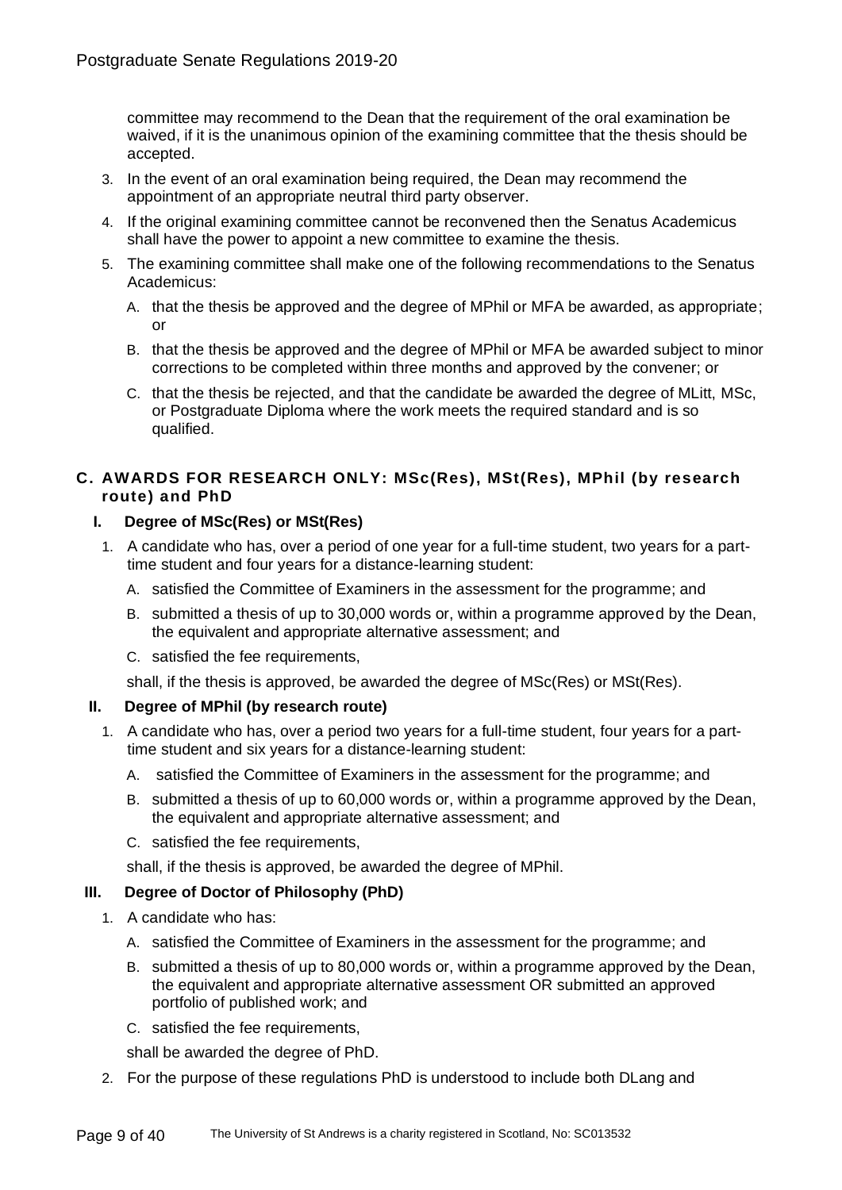committee may recommend to the Dean that the requirement of the oral examination be waived, if it is the unanimous opinion of the examining committee that the thesis should be accepted.

3. In the event of an oral examination being required, the Dean may recommend the appointment of an appropriate neutral third party observer.
4. If the original examining committee cannot be reconvened then the Senatus Academicus shall have the power to appoint a new committee to examine the thesis.
5. The examining committee shall make one of the following recommendations to the Senatus Academicus:
   - A. that the thesis be approved and the degree of MPhil or MFA be awarded, as appropriate; or
   - B. that the thesis be approved and the degree of MPhil or MFA be awarded subject to minor corrections to be completed within three months and approved by the convener; or
   - C. that the thesis be rejected, and that the candidate be awarded the degree of MLitt, MSc, or Postgraduate Diploma where the work meets the required standard and is so qualified.

## C. AWARDS FOR RESEARCH ONLY: MSc(Res), MSt(Res), MPhil (by research route) and PhD

### I. Degree of MSc(Res) or MSt(Res)

1. A candidate who has, over a period of one year for a full-time student, two years for a part-time student and four years for a distance-learning student:
   - A. satisfied the Committee of Examiners in the assessment for the programme; and
   - B. submitted a thesis of up to 30,000 words or, within a programme approved by the Dean, the equivalent and appropriate alternative assessment; and
   - C. satisfied the fee requirements,

   shall, if the thesis is approved, be awarded the degree of MSc(Res) or MSt(Res).

### II. Degree of MPhil (by research route)

1. A candidate who has, over a period two years for a full-time student, four years for a part-time student and six years for a distance-learning student:
   - A. satisfied the Committee of Examiners in the assessment for the programme; and
   - B. submitted a thesis of up to 60,000 words or, within a programme approved by the Dean, the equivalent and appropriate alternative assessment; and
   - C. satisfied the fee requirements,

   shall, if the thesis is approved, be awarded the degree of MPhil.

### III. Degree of Doctor of Philosophy (PhD)

1. A candidate who has:
   - A. satisfied the Committee of Examiners in the assessment for the programme; and
   - B. submitted a thesis of up to 80,000 words or, within a programme approved by the Dean, the equivalent and appropriate alternative assessment OR submitted an approved portfolio of published work; and
   - C. satisfied the fee requirements,

   shall be awarded the degree of PhD.
2. For the purpose of these regulations PhD is understood to include both DLang and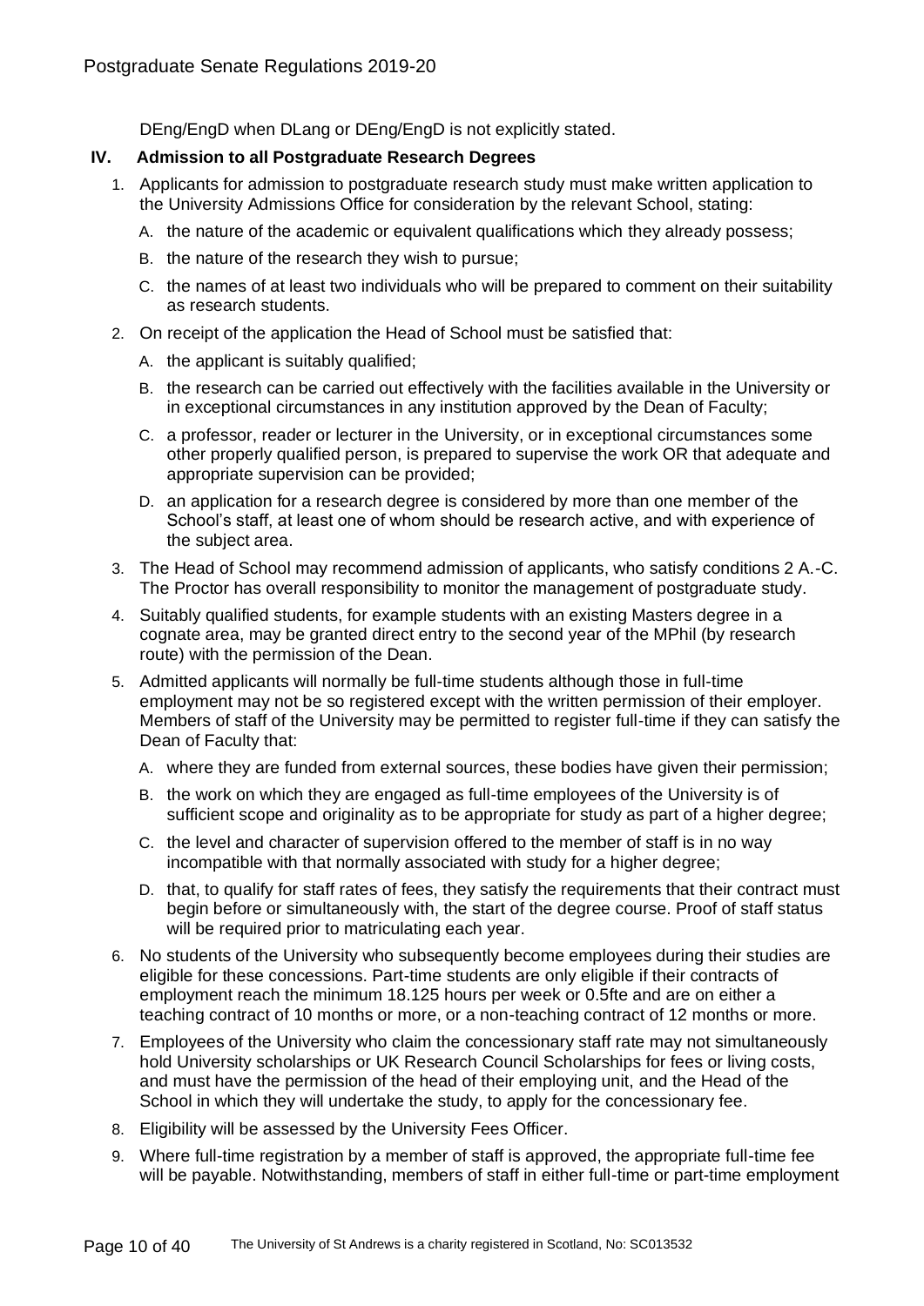DEng/EngD when DLang or DEng/EngD is not explicitly stated.

## IV. Admission to all Postgraduate Research Degrees

1. Applicants for admission to postgraduate research study must make written application to the University Admissions Office for consideration by the relevant School, stating:
   A. the nature of the academic or equivalent qualifications which they already possess;
   B. the nature of the research they wish to pursue;
   C. the names of at least two individuals who will be prepared to comment on their suitability as research students.
2. On receipt of the application the Head of School must be satisfied that:
   A. the applicant is suitably qualified;
   B. the research can be carried out effectively with the facilities available in the University or in exceptional circumstances in any institution approved by the Dean of Faculty;
   C. a professor, reader or lecturer in the University, or in exceptional circumstances some other properly qualified person, is prepared to supervise the work OR that adequate and appropriate supervision can be provided;
   D. an application for a research degree is considered by more than one member of the School's staff, at least one of whom should be research active, and with experience of the subject area.
3. The Head of School may recommend admission of applicants, who satisfy conditions 2 A.-C. The Proctor has overall responsibility to monitor the management of postgraduate study.
4. Suitably qualified students, for example students with an existing Masters degree in a cognate area, may be granted direct entry to the second year of the MPhil (by research route) with the permission of the Dean.
5. Admitted applicants will normally be full-time students although those in full-time employment may not be so registered except with the written permission of their employer. Members of staff of the University may be permitted to register full-time if they can satisfy the Dean of Faculty that:
   A. where they are funded from external sources, these bodies have given their permission;
   B. the work on which they are engaged as full-time employees of the University is of sufficient scope and originality as to be appropriate for study as part of a higher degree;
   C. the level and character of supervision offered to the member of staff is in no way incompatible with that normally associated with study for a higher degree;
   D. that, to qualify for staff rates of fees, they satisfy the requirements that their contract must begin before or simultaneously with, the start of the degree course. Proof of staff status will be required prior to matriculating each year.
6. No students of the University who subsequently become employees during their studies are eligible for these concessions. Part-time students are only eligible if their contracts of employment reach the minimum 18.125 hours per week or 0.5fte and are on either a teaching contract of 10 months or more, or a non-teaching contract of 12 months or more.
7. Employees of the University who claim the concessionary staff rate may not simultaneously hold University scholarships or UK Research Council Scholarships for fees or living costs, and must have the permission of the head of their employing unit, and the Head of the School in which they will undertake the study, to apply for the concessionary fee.
8. Eligibility will be assessed by the University Fees Officer.
9. Where full-time registration by a member of staff is approved, the appropriate full-time fee will be payable. Notwithstanding, members of staff in either full-time or part-time employment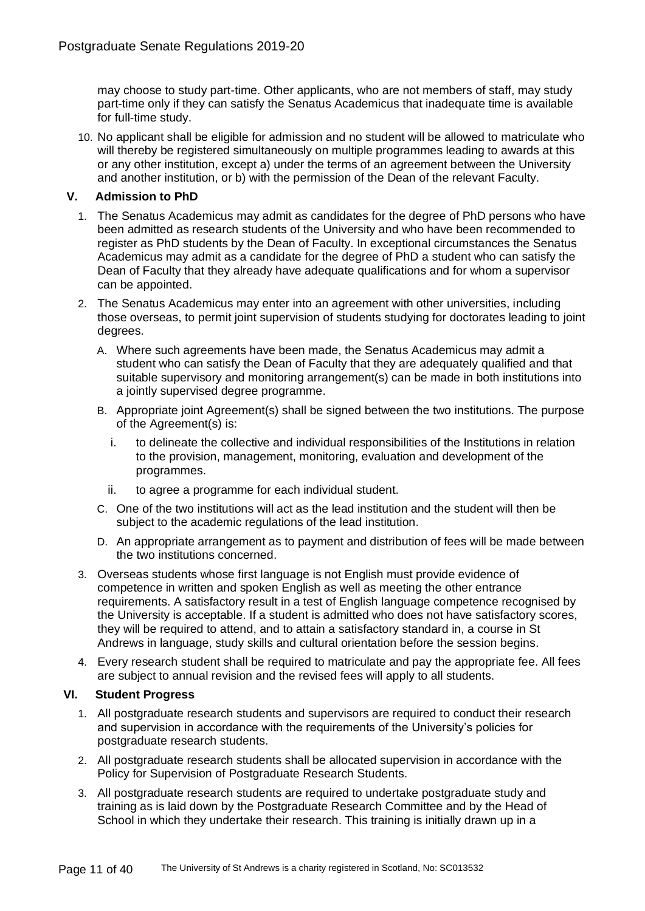may choose to study part-time. Other applicants, who are not members of staff, may study part-time only if they can satisfy the Senatus Academicus that inadequate time is available for full-time study.

10. No applicant shall be eligible for admission and no student will be allowed to matriculate who will thereby be registered simultaneously on multiple programmes leading to awards at this or any other institution, except a) under the terms of an agreement between the University and another institution, or b) with the permission of the Dean of the relevant Faculty.

## V. Admission to PhD

1. The Senatus Academicus may admit as candidates for the degree of PhD persons who have been admitted as research students of the University and who have been recommended to register as PhD students by the Dean of Faculty. In exceptional circumstances the Senatus Academicus may admit as a candidate for the degree of PhD a student who can satisfy the Dean of Faculty that they already have adequate qualifications and for whom a supervisor can be appointed.
2. The Senatus Academicus may enter into an agreement with other universities, including those overseas, to permit joint supervision of students studying for doctorates leading to joint degrees.
   - A. Where such agreements have been made, the Senatus Academicus may admit a student who can satisfy the Dean of Faculty that they are adequately qualified and that suitable supervisory and monitoring arrangement(s) can be made in both institutions into a jointly supervised degree programme.
   - B. Appropriate joint Agreement(s) shall be signed between the two institutions. The purpose of the Agreement(s) is:
     - i. to delineate the collective and individual responsibilities of the Institutions in relation to the provision, management, monitoring, evaluation and development of the programmes.
     - ii. to agree a programme for each individual student.
   - C. One of the two institutions will act as the lead institution and the student will then be subject to the academic regulations of the lead institution.
   - D. An appropriate arrangement as to payment and distribution of fees will be made between the two institutions concerned.
3. Overseas students whose first language is not English must provide evidence of competence in written and spoken English as well as meeting the other entrance requirements. A satisfactory result in a test of English language competence recognised by the University is acceptable. If a student is admitted who does not have satisfactory scores, they will be required to attend, and to attain a satisfactory standard in, a course in St Andrews in language, study skills and cultural orientation before the session begins.
4. Every research student shall be required to matriculate and pay the appropriate fee. All fees are subject to annual revision and the revised fees will apply to all students.

## VI. Student Progress

1. All postgraduate research students and supervisors are required to conduct their research and supervision in accordance with the requirements of the University's policies for postgraduate research students.
2. All postgraduate research students shall be allocated supervision in accordance with the Policy for Supervision of Postgraduate Research Students.
3. All postgraduate research students are required to undertake postgraduate study and training as is laid down by the Postgraduate Research Committee and by the Head of School in which they undertake their research. This training is initially drawn up in a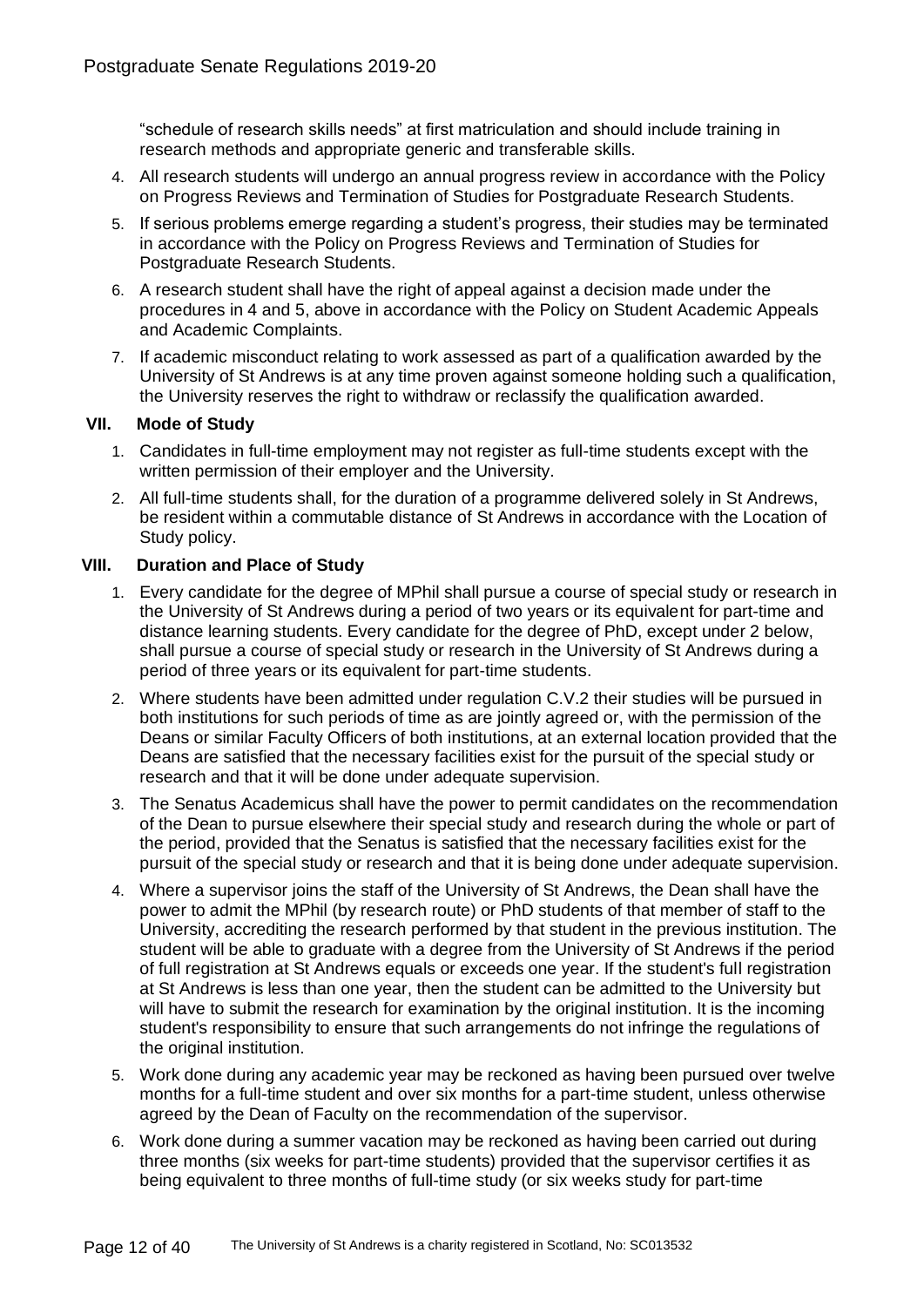"schedule of research skills needs" at first matriculation and should include training in research methods and appropriate generic and transferable skills.

4. All research students will undergo an annual progress review in accordance with the Policy on Progress Reviews and Termination of Studies for Postgraduate Research Students.
5. If serious problems emerge regarding a student's progress, their studies may be terminated in accordance with the Policy on Progress Reviews and Termination of Studies for Postgraduate Research Students.
6. A research student shall have the right of appeal against a decision made under the procedures in 4 and 5, above in accordance with the Policy on Student Academic Appeals and Academic Complaints.
7. If academic misconduct relating to work assessed as part of a qualification awarded by the University of St Andrews is at any time proven against someone holding such a qualification, the University reserves the right to withdraw or reclassify the qualification awarded.

### VII. Mode of Study

1. Candidates in full-time employment may not register as full-time students except with the written permission of their employer and the University.
2. All full-time students shall, for the duration of a programme delivered solely in St Andrews, be resident within a commutable distance of St Andrews in accordance with the Location of Study policy.

### VIII. Duration and Place of Study

1. Every candidate for the degree of MPhil shall pursue a course of special study or research in the University of St Andrews during a period of two years or its equivalent for part-time and distance learning students. Every candidate for the degree of PhD, except under 2 below, shall pursue a course of special study or research in the University of St Andrews during a period of three years or its equivalent for part-time students.
2. Where students have been admitted under regulation C.V.2 their studies will be pursued in both institutions for such periods of time as are jointly agreed or, with the permission of the Deans or similar Faculty Officers of both institutions, at an external location provided that the Deans are satisfied that the necessary facilities exist for the pursuit of the special study or research and that it will be done under adequate supervision.
3. The Senatus Academicus shall have the power to permit candidates on the recommendation of the Dean to pursue elsewhere their special study and research during the whole or part of the period, provided that the Senatus is satisfied that the necessary facilities exist for the pursuit of the special study or research and that it is being done under adequate supervision.
4. Where a supervisor joins the staff of the University of St Andrews, the Dean shall have the power to admit the MPhil (by research route) or PhD students of that member of staff to the University, accrediting the research performed by that student in the previous institution. The student will be able to graduate with a degree from the University of St Andrews if the period of full registration at St Andrews equals or exceeds one year. If the student's full registration at St Andrews is less than one year, then the student can be admitted to the University but will have to submit the research for examination by the original institution. It is the incoming student's responsibility to ensure that such arrangements do not infringe the regulations of the original institution.
5. Work done during any academic year may be reckoned as having been pursued over twelve months for a full-time student and over six months for a part-time student, unless otherwise agreed by the Dean of Faculty on the recommendation of the supervisor.
6. Work done during a summer vacation may be reckoned as having been carried out during three months (six weeks for part-time students) provided that the supervisor certifies it as being equivalent to three months of full-time study (or six weeks study for part-time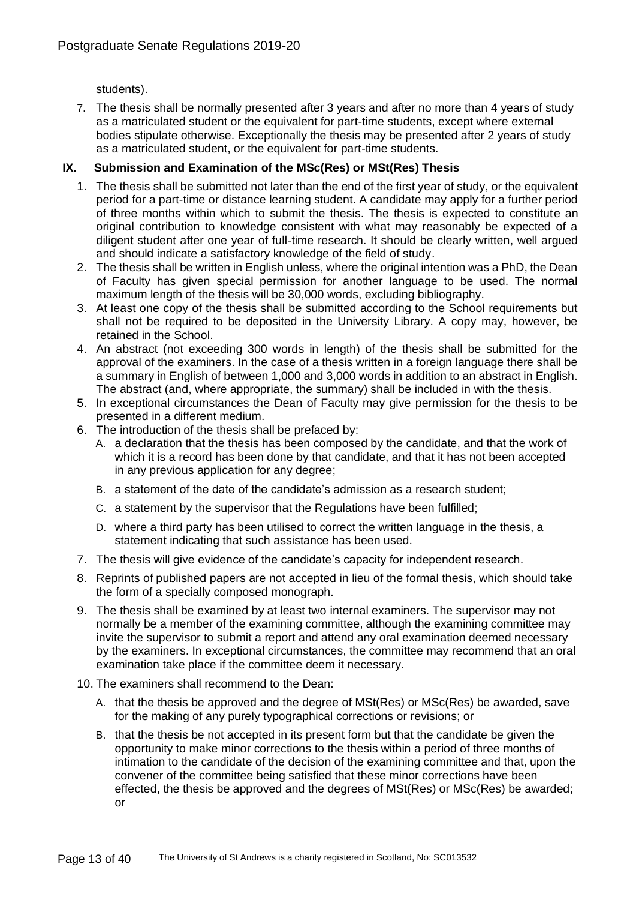students).

7. The thesis shall be normally presented after 3 years and after no more than 4 years of study as a matriculated student or the equivalent for part-time students, except where external bodies stipulate otherwise. Exceptionally the thesis may be presented after 2 years of study as a matriculated student, or the equivalent for part-time students.

## IX. Submission and Examination of the MSc(Res) or MSt(Res) Thesis

1. The thesis shall be submitted not later than the end of the first year of study, or the equivalent period for a part-time or distance learning student. A candidate may apply for a further period of three months within which to submit the thesis. The thesis is expected to constitute an original contribution to knowledge consistent with what may reasonably be expected of a diligent student after one year of full-time research. It should be clearly written, well argued and should indicate a satisfactory knowledge of the field of study.
2. The thesis shall be written in English unless, where the original intention was a PhD, the Dean of Faculty has given special permission for another language to be used. The normal maximum length of the thesis will be 30,000 words, excluding bibliography.
3. At least one copy of the thesis shall be submitted according to the School requirements but shall not be required to be deposited in the University Library. A copy may, however, be retained in the School.
4. An abstract (not exceeding 300 words in length) of the thesis shall be submitted for the approval of the examiners. In the case of a thesis written in a foreign language there shall be a summary in English of between 1,000 and 3,000 words in addition to an abstract in English. The abstract (and, where appropriate, the summary) shall be included in with the thesis.
5. In exceptional circumstances the Dean of Faculty may give permission for the thesis to be presented in a different medium.
6. The introduction of the thesis shall be prefaced by:
   - A. a declaration that the thesis has been composed by the candidate, and that the work of which it is a record has been done by that candidate, and that it has not been accepted in any previous application for any degree;
   - B. a statement of the date of the candidate's admission as a research student;
   - C. a statement by the supervisor that the Regulations have been fulfilled;
   - D. where a third party has been utilised to correct the written language in the thesis, a statement indicating that such assistance has been used.
7. The thesis will give evidence of the candidate's capacity for independent research.
8. Reprints of published papers are not accepted in lieu of the formal thesis, which should take the form of a specially composed monograph.
9. The thesis shall be examined by at least two internal examiners. The supervisor may not normally be a member of the examining committee, although the examining committee may invite the supervisor to submit a report and attend any oral examination deemed necessary by the examiners. In exceptional circumstances, the committee may recommend that an oral examination take place if the committee deem it necessary.
10. The examiners shall recommend to the Dean:
    - A. that the thesis be approved and the degree of MSt(Res) or MSc(Res) be awarded, save for the making of any purely typographical corrections or revisions; or
    - B. that the thesis be not accepted in its present form but that the candidate be given the opportunity to make minor corrections to the thesis within a period of three months of intimation to the candidate of the decision of the examining committee and that, upon the convener of the committee being satisfied that these minor corrections have been effected, the thesis be approved and the degrees of MSt(Res) or MSc(Res) be awarded; or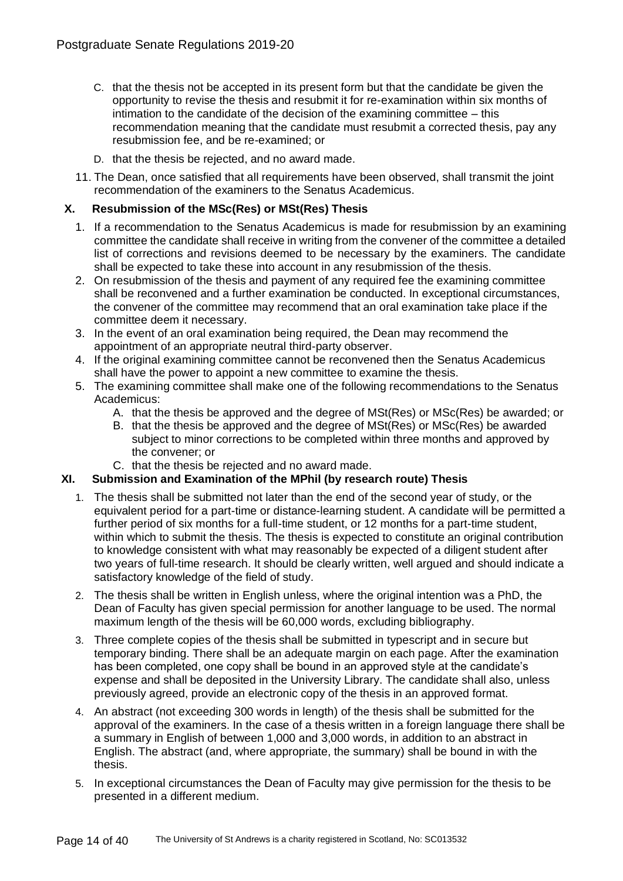C. that the thesis not be accepted in its present form but that the candidate be given the opportunity to revise the thesis and resubmit it for re-examination within six months of intimation to the candidate of the decision of the examining committee – this recommendation meaning that the candidate must resubmit a corrected thesis, pay any resubmission fee, and be re-examined; or

D. that the thesis be rejected, and no award made.

11. The Dean, once satisfied that all requirements have been observed, shall transmit the joint recommendation of the examiners to the Senatus Academicus.

## X. Resubmission of the MSc(Res) or MSt(Res) Thesis

1. If a recommendation to the Senatus Academicus is made for resubmission by an examining committee the candidate shall receive in writing from the convener of the committee a detailed list of corrections and revisions deemed to be necessary by the examiners. The candidate shall be expected to take these into account in any resubmission of the thesis.
2. On resubmission of the thesis and payment of any required fee the examining committee shall be reconvened and a further examination be conducted. In exceptional circumstances, the convener of the committee may recommend that an oral examination take place if the committee deem it necessary.
3. In the event of an oral examination being required, the Dean may recommend the appointment of an appropriate neutral third-party observer.
4. If the original examining committee cannot be reconvened then the Senatus Academicus shall have the power to appoint a new committee to examine the thesis.
5. The examining committee shall make one of the following recommendations to the Senatus Academicus:
   A. that the thesis be approved and the degree of MSt(Res) or MSc(Res) be awarded; or
   B. that the thesis be approved and the degree of MSt(Res) or MSc(Res) be awarded subject to minor corrections to be completed within three months and approved by the convener; or
   C. that the thesis be rejected and no award made.

## XI. Submission and Examination of the MPhil (by research route) Thesis

1. The thesis shall be submitted not later than the end of the second year of study, or the equivalent period for a part-time or distance-learning student. A candidate will be permitted a further period of six months for a full-time student, or 12 months for a part-time student, within which to submit the thesis. The thesis is expected to constitute an original contribution to knowledge consistent with what may reasonably be expected of a diligent student after two years of full-time research. It should be clearly written, well argued and should indicate a satisfactory knowledge of the field of study.
2. The thesis shall be written in English unless, where the original intention was a PhD, the Dean of Faculty has given special permission for another language to be used. The normal maximum length of the thesis will be 60,000 words, excluding bibliography.
3. Three complete copies of the thesis shall be submitted in typescript and in secure but temporary binding. There shall be an adequate margin on each page. After the examination has been completed, one copy shall be bound in an approved style at the candidate's expense and shall be deposited in the University Library. The candidate shall also, unless previously agreed, provide an electronic copy of the thesis in an approved format.
4. An abstract (not exceeding 300 words in length) of the thesis shall be submitted for the approval of the examiners. In the case of a thesis written in a foreign language there shall be a summary in English of between 1,000 and 3,000 words, in addition to an abstract in English. The abstract (and, where appropriate, the summary) shall be bound in with the thesis.
5. In exceptional circumstances the Dean of Faculty may give permission for the thesis to be presented in a different medium.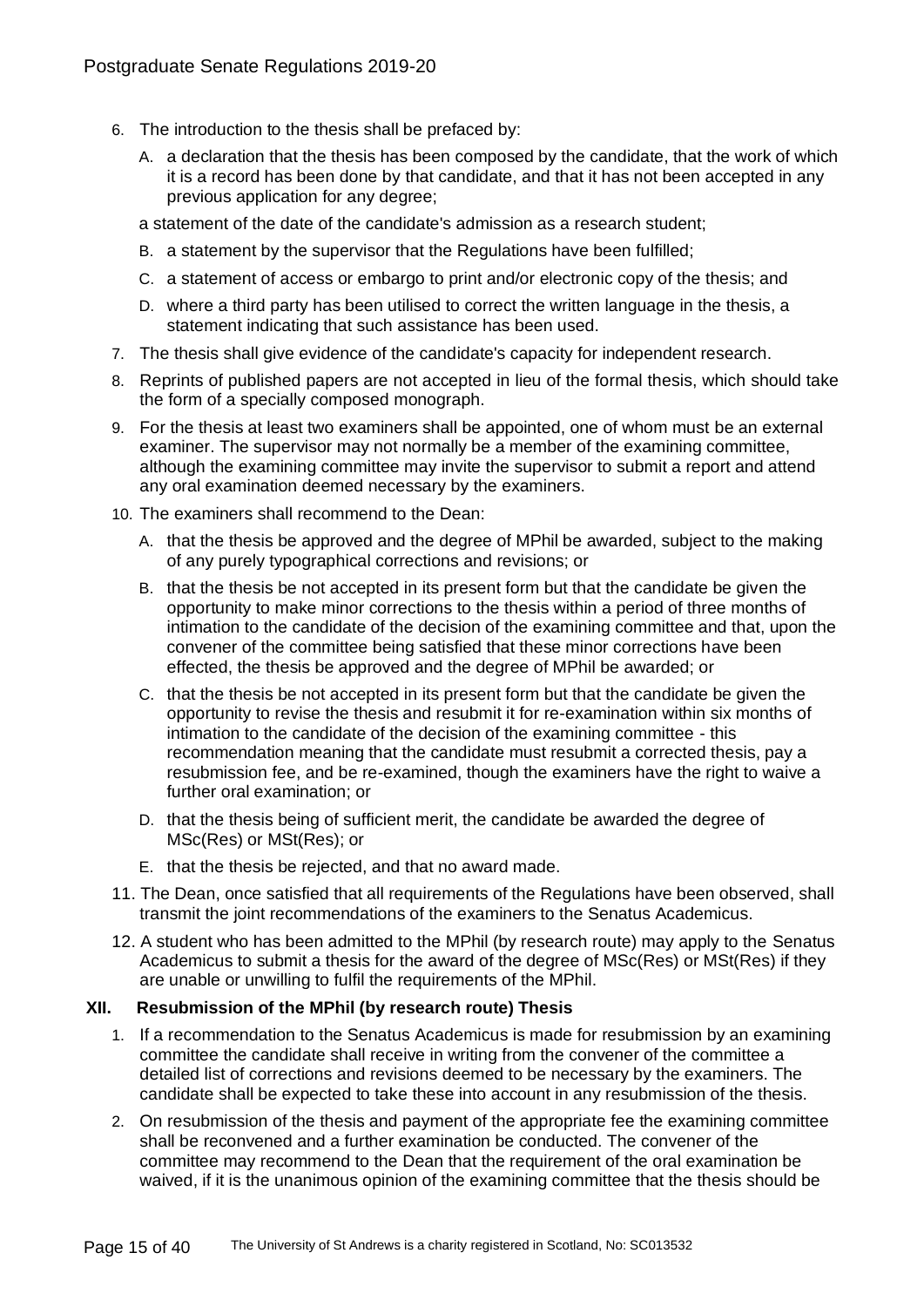6. The introduction to the thesis shall be prefaced by:

   A. a declaration that the thesis has been composed by the candidate, that the work of which it is a record has been done by that candidate, and that it has not been accepted in any previous application for any degree;

   a statement of the date of the candidate's admission as a research student;

   B. a statement by the supervisor that the Regulations have been fulfilled;

   C. a statement of access or embargo to print and/or electronic copy of the thesis; and

   D. where a third party has been utilised to correct the written language in the thesis, a statement indicating that such assistance has been used.

7. The thesis shall give evidence of the candidate's capacity for independent research.

8. Reprints of published papers are not accepted in lieu of the formal thesis, which should take the form of a specially composed monograph.

9. For the thesis at least two examiners shall be appointed, one of whom must be an external examiner. The supervisor may not normally be a member of the examining committee, although the examining committee may invite the supervisor to submit a report and attend any oral examination deemed necessary by the examiners.

10. The examiners shall recommend to the Dean:

    A. that the thesis be approved and the degree of MPhil be awarded, subject to the making of any purely typographical corrections and revisions; or

    B. that the thesis be not accepted in its present form but that the candidate be given the opportunity to make minor corrections to the thesis within a period of three months of intimation to the candidate of the decision of the examining committee and that, upon the convener of the committee being satisfied that these minor corrections have been effected, the thesis be approved and the degree of MPhil be awarded; or

    C. that the thesis be not accepted in its present form but that the candidate be given the opportunity to revise the thesis and resubmit it for re-examination within six months of intimation to the candidate of the decision of the examining committee - this recommendation meaning that the candidate must resubmit a corrected thesis, pay a resubmission fee, and be re-examined, though the examiners have the right to waive a further oral examination; or

    D. that the thesis being of sufficient merit, the candidate be awarded the degree of MSc(Res) or MSt(Res); or

    E. that the thesis be rejected, and that no award made.

11. The Dean, once satisfied that all requirements of the Regulations have been observed, shall transmit the joint recommendations of the examiners to the Senatus Academicus.

12. A student who has been admitted to the MPhil (by research route) may apply to the Senatus Academicus to submit a thesis for the award of the degree of MSc(Res) or MSt(Res) if they are unable or unwilling to fulfil the requirements of the MPhil.

### XII. Resubmission of the MPhil (by research route) Thesis

1. If a recommendation to the Senatus Academicus is made for resubmission by an examining committee the candidate shall receive in writing from the convener of the committee a detailed list of corrections and revisions deemed to be necessary by the examiners. The candidate shall be expected to take these into account in any resubmission of the thesis.

2. On resubmission of the thesis and payment of the appropriate fee the examining committee shall be reconvened and a further examination be conducted. The convener of the committee may recommend to the Dean that the requirement of the oral examination be waived, if it is the unanimous opinion of the examining committee that the thesis should be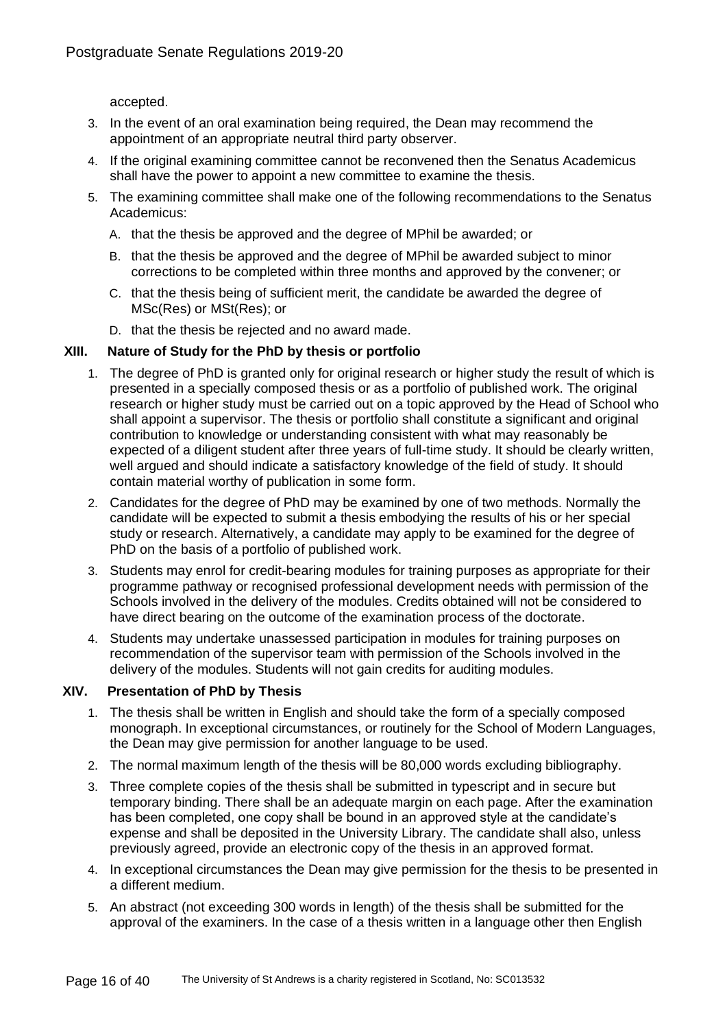accepted.

3. In the event of an oral examination being required, the Dean may recommend the appointment of an appropriate neutral third party observer.
4. If the original examining committee cannot be reconvened then the Senatus Academicus shall have the power to appoint a new committee to examine the thesis.
5. The examining committee shall make one of the following recommendations to the Senatus Academicus:
   - A. that the thesis be approved and the degree of MPhil be awarded; or
   - B. that the thesis be approved and the degree of MPhil be awarded subject to minor corrections to be completed within three months and approved by the convener; or
   - C. that the thesis being of sufficient merit, the candidate be awarded the degree of MSc(Res) or MSt(Res); or
   - D. that the thesis be rejected and no award made.

## XIII. Nature of Study for the PhD by thesis or portfolio

1. The degree of PhD is granted only for original research or higher study the result of which is presented in a specially composed thesis or as a portfolio of published work. The original research or higher study must be carried out on a topic approved by the Head of School who shall appoint a supervisor. The thesis or portfolio shall constitute a significant and original contribution to knowledge or understanding consistent with what may reasonably be expected of a diligent student after three years of full-time study. It should be clearly written, well argued and should indicate a satisfactory knowledge of the field of study. It should contain material worthy of publication in some form.
2. Candidates for the degree of PhD may be examined by one of two methods. Normally the candidate will be expected to submit a thesis embodying the results of his or her special study or research. Alternatively, a candidate may apply to be examined for the degree of PhD on the basis of a portfolio of published work.
3. Students may enrol for credit-bearing modules for training purposes as appropriate for their programme pathway or recognised professional development needs with permission of the Schools involved in the delivery of the modules. Credits obtained will not be considered to have direct bearing on the outcome of the examination process of the doctorate.
4. Students may undertake unassessed participation in modules for training purposes on recommendation of the supervisor team with permission of the Schools involved in the delivery of the modules. Students will not gain credits for auditing modules.

## XIV. Presentation of PhD by Thesis

1. The thesis shall be written in English and should take the form of a specially composed monograph. In exceptional circumstances, or routinely for the School of Modern Languages, the Dean may give permission for another language to be used.
2. The normal maximum length of the thesis will be 80,000 words excluding bibliography.
3. Three complete copies of the thesis shall be submitted in typescript and in secure but temporary binding. There shall be an adequate margin on each page. After the examination has been completed, one copy shall be bound in an approved style at the candidate's expense and shall be deposited in the University Library. The candidate shall also, unless previously agreed, provide an electronic copy of the thesis in an approved format.
4. In exceptional circumstances the Dean may give permission for the thesis to be presented in a different medium.
5. An abstract (not exceeding 300 words in length) of the thesis shall be submitted for the approval of the examiners. In the case of a thesis written in a language other then English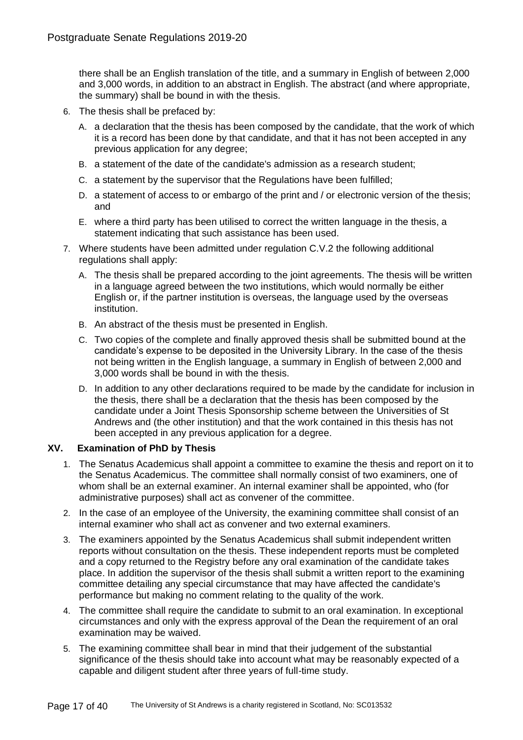there shall be an English translation of the title, and a summary in English of between 2,000 and 3,000 words, in addition to an abstract in English. The abstract (and where appropriate, the summary) shall be bound in with the thesis.

6. The thesis shall be prefaced by:
   - A. a declaration that the thesis has been composed by the candidate, that the work of which it is a record has been done by that candidate, and that it has not been accepted in any previous application for any degree;
   - B. a statement of the date of the candidate's admission as a research student;
   - C. a statement by the supervisor that the Regulations have been fulfilled;
   - D. a statement of access to or embargo of the print and / or electronic version of the thesis; and
   - E. where a third party has been utilised to correct the written language in the thesis, a statement indicating that such assistance has been used.
7. Where students have been admitted under regulation C.V.2 the following additional regulations shall apply:
   - A. The thesis shall be prepared according to the joint agreements. The thesis will be written in a language agreed between the two institutions, which would normally be either English or, if the partner institution is overseas, the language used by the overseas institution.
   - B. An abstract of the thesis must be presented in English.
   - C. Two copies of the complete and finally approved thesis shall be submitted bound at the candidate's expense to be deposited in the University Library. In the case of the thesis not being written in the English language, a summary in English of between 2,000 and 3,000 words shall be bound in with the thesis.
   - D. In addition to any other declarations required to be made by the candidate for inclusion in the thesis, there shall be a declaration that the thesis has been composed by the candidate under a Joint Thesis Sponsorship scheme between the Universities of St Andrews and (the other institution) and that the work contained in this thesis has not been accepted in any previous application for a degree.

### XV. Examination of PhD by Thesis

1. The Senatus Academicus shall appoint a committee to examine the thesis and report on it to the Senatus Academicus. The committee shall normally consist of two examiners, one of whom shall be an external examiner. An internal examiner shall be appointed, who (for administrative purposes) shall act as convener of the committee.
2. In the case of an employee of the University, the examining committee shall consist of an internal examiner who shall act as convener and two external examiners.
3. The examiners appointed by the Senatus Academicus shall submit independent written reports without consultation on the thesis. These independent reports must be completed and a copy returned to the Registry before any oral examination of the candidate takes place. In addition the supervisor of the thesis shall submit a written report to the examining committee detailing any special circumstance that may have affected the candidate's performance but making no comment relating to the quality of the work.
4. The committee shall require the candidate to submit to an oral examination. In exceptional circumstances and only with the express approval of the Dean the requirement of an oral examination may be waived.
5. The examining committee shall bear in mind that their judgement of the substantial significance of the thesis should take into account what may be reasonably expected of a capable and diligent student after three years of full-time study.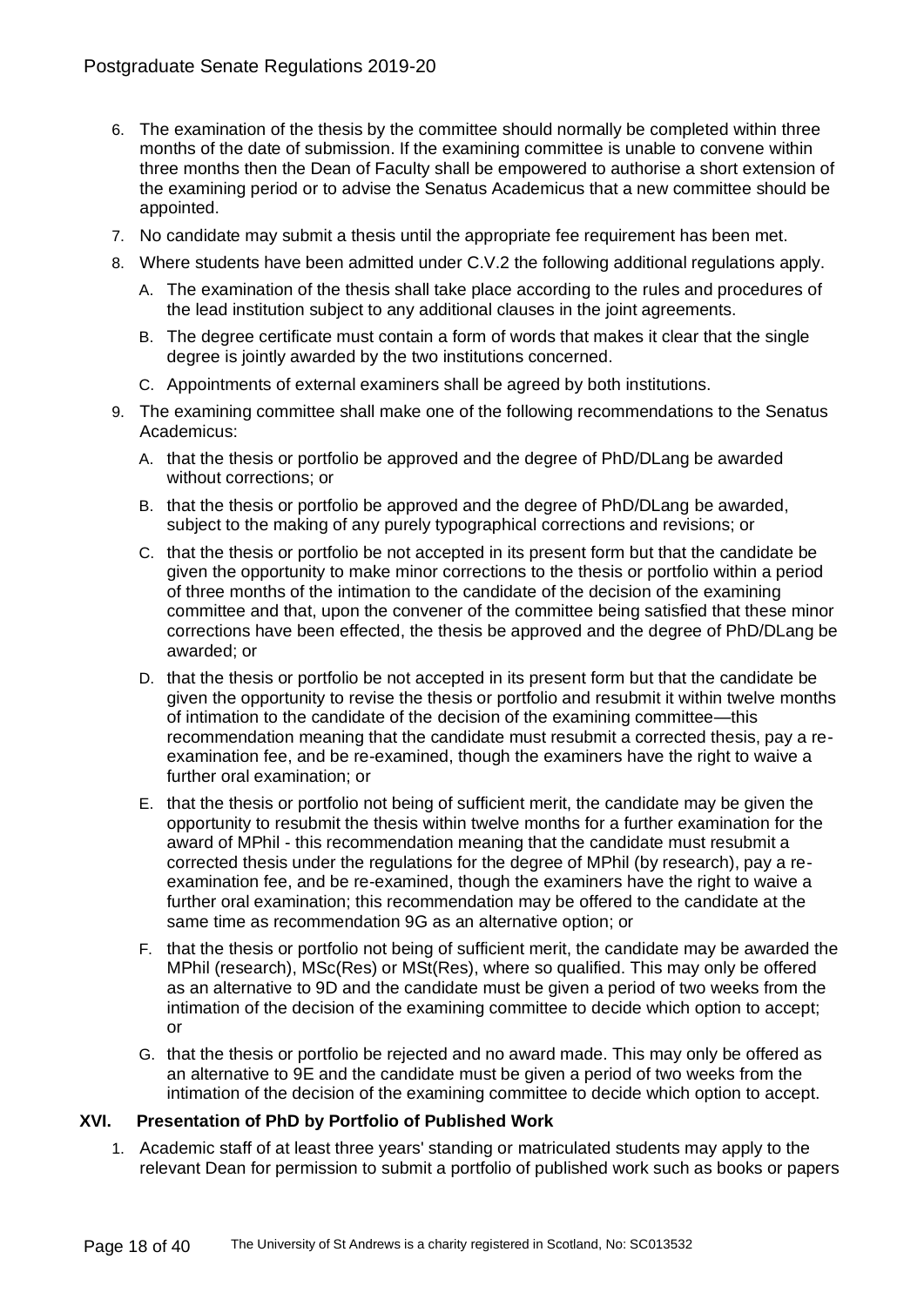6. The examination of the thesis by the committee should normally be completed within three months of the date of submission. If the examining committee is unable to convene within three months then the Dean of Faculty shall be empowered to authorise a short extension of the examining period or to advise the Senatus Academicus that a new committee should be appointed.
7. No candidate may submit a thesis until the appropriate fee requirement has been met.
8. Where students have been admitted under C.V.2 the following additional regulations apply.
   A. The examination of the thesis shall take place according to the rules and procedures of the lead institution subject to any additional clauses in the joint agreements.
   B. The degree certificate must contain a form of words that makes it clear that the single degree is jointly awarded by the two institutions concerned.
   C. Appointments of external examiners shall be agreed by both institutions.
9. The examining committee shall make one of the following recommendations to the Senatus Academicus:
   A. that the thesis or portfolio be approved and the degree of PhD/DLang be awarded without corrections; or
   B. that the thesis or portfolio be approved and the degree of PhD/DLang be awarded, subject to the making of any purely typographical corrections and revisions; or
   C. that the thesis or portfolio be not accepted in its present form but that the candidate be given the opportunity to make minor corrections to the thesis or portfolio within a period of three months of the intimation to the candidate of the decision of the examining committee and that, upon the convener of the committee being satisfied that these minor corrections have been effected, the thesis be approved and the degree of PhD/DLang be awarded; or
   D. that the thesis or portfolio be not accepted in its present form but that the candidate be given the opportunity to revise the thesis or portfolio and resubmit it within twelve months of intimation to the candidate of the decision of the examining committee—this recommendation meaning that the candidate must resubmit a corrected thesis, pay a re-examination fee, and be re-examined, though the examiners have the right to waive a further oral examination; or
   E. that the thesis or portfolio not being of sufficient merit, the candidate may be given the opportunity to resubmit the thesis within twelve months for a further examination for the award of MPhil - this recommendation meaning that the candidate must resubmit a corrected thesis under the regulations for the degree of MPhil (by research), pay a re-examination fee, and be re-examined, though the examiners have the right to waive a further oral examination; this recommendation may be offered to the candidate at the same time as recommendation 9G as an alternative option; or
   F. that the thesis or portfolio not being of sufficient merit, the candidate may be awarded the MPhil (research), MSc(Res) or MSt(Res), where so qualified. This may only be offered as an alternative to 9D and the candidate must be given a period of two weeks from the intimation of the decision of the examining committee to decide which option to accept; or
   G. that the thesis or portfolio be rejected and no award made. This may only be offered as an alternative to 9E and the candidate must be given a period of two weeks from the intimation of the decision of the examining committee to decide which option to accept.

### XVI. Presentation of PhD by Portfolio of Published Work

1. Academic staff of at least three years' standing or matriculated students may apply to the relevant Dean for permission to submit a portfolio of published work such as books or papers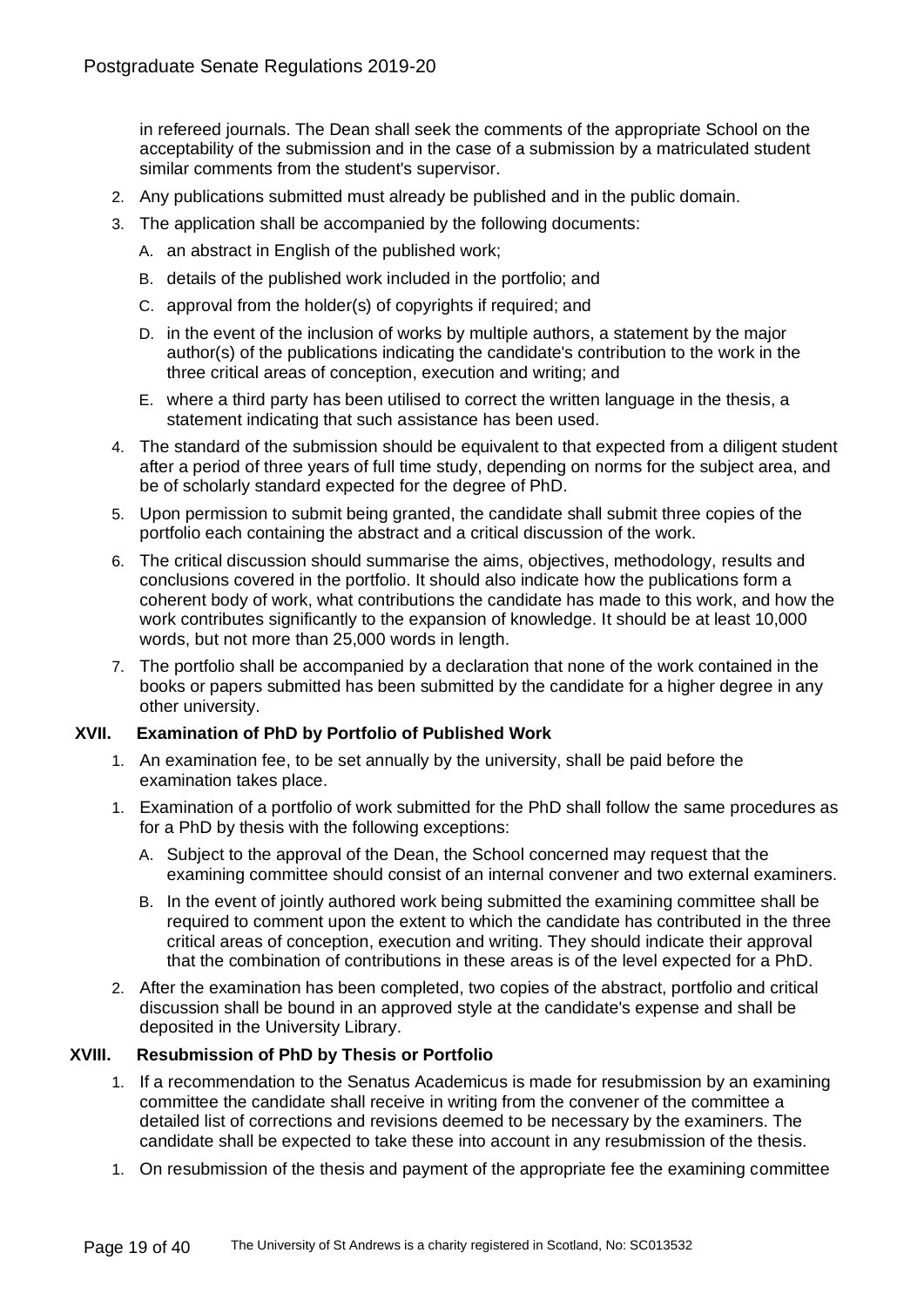in refereed journals. The Dean shall seek the comments of the appropriate School on the acceptability of the submission and in the case of a submission by a matriculated student similar comments from the student's supervisor.

2. Any publications submitted must already be published and in the public domain.
3. The application shall be accompanied by the following documents:
   - A. an abstract in English of the published work;
   - B. details of the published work included in the portfolio; and
   - C. approval from the holder(s) of copyrights if required; and
   - D. in the event of the inclusion of works by multiple authors, a statement by the major author(s) of the publications indicating the candidate's contribution to the work in the three critical areas of conception, execution and writing; and
   - E. where a third party has been utilised to correct the written language in the thesis, a statement indicating that such assistance has been used.
4. The standard of the submission should be equivalent to that expected from a diligent student after a period of three years of full time study, depending on norms for the subject area, and be of scholarly standard expected for the degree of PhD.
5. Upon permission to submit being granted, the candidate shall submit three copies of the portfolio each containing the abstract and a critical discussion of the work.
6. The critical discussion should summarise the aims, objectives, methodology, results and conclusions covered in the portfolio. It should also indicate how the publications form a coherent body of work, what contributions the candidate has made to this work, and how the work contributes significantly to the expansion of knowledge. It should be at least 10,000 words, but not more than 25,000 words in length.
7. The portfolio shall be accompanied by a declaration that none of the work contained in the books or papers submitted has been submitted by the candidate for a higher degree in any other university.

## XVII. Examination of PhD by Portfolio of Published Work

1. An examination fee, to be set annually by the university, shall be paid before the examination takes place.
1. Examination of a portfolio of work submitted for the PhD shall follow the same procedures as for a PhD by thesis with the following exceptions:
   - A. Subject to the approval of the Dean, the School concerned may request that the examining committee should consist of an internal convener and two external examiners.
   - B. In the event of jointly authored work being submitted the examining committee shall be required to comment upon the extent to which the candidate has contributed in the three critical areas of conception, execution and writing. They should indicate their approval that the combination of contributions in these areas is of the level expected for a PhD.
2. After the examination has been completed, two copies of the abstract, portfolio and critical discussion shall be bound in an approved style at the candidate's expense and shall be deposited in the University Library.

## XVIII. Resubmission of PhD by Thesis or Portfolio

1. If a recommendation to the Senatus Academicus is made for resubmission by an examining committee the candidate shall receive in writing from the convener of the committee a detailed list of corrections and revisions deemed to be necessary by the examiners. The candidate shall be expected to take these into account in any resubmission of the thesis.
1. On resubmission of the thesis and payment of the appropriate fee the examining committee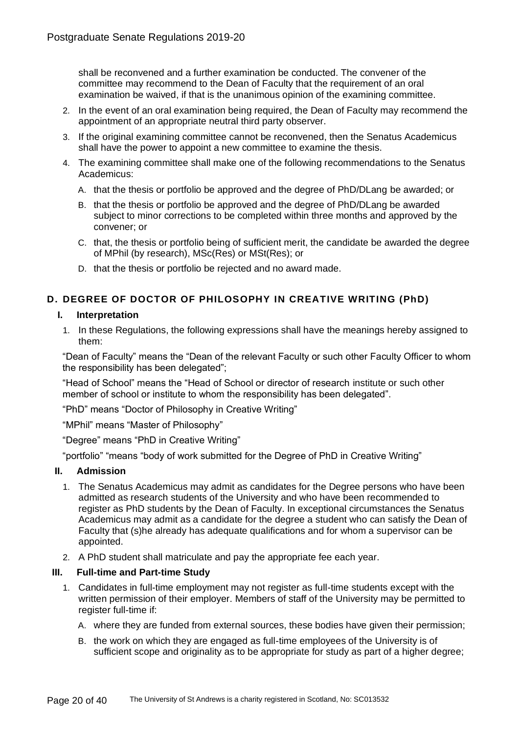shall be reconvened and a further examination be conducted. The convener of the committee may recommend to the Dean of Faculty that the requirement of an oral examination be waived, if that is the unanimous opinion of the examining committee.

2. In the event of an oral examination being required, the Dean of Faculty may recommend the appointment of an appropriate neutral third party observer.
3. If the original examining committee cannot be reconvened, then the Senatus Academicus shall have the power to appoint a new committee to examine the thesis.
4. The examining committee shall make one of the following recommendations to the Senatus Academicus:
   A. that the thesis or portfolio be approved and the degree of PhD/DLang be awarded; or
   B. that the thesis or portfolio be approved and the degree of PhD/DLang be awarded subject to minor corrections to be completed within three months and approved by the convener; or
   C. that, the thesis or portfolio being of sufficient merit, the candidate be awarded the degree of MPhil (by research), MSc(Res) or MSt(Res); or
   D. that the thesis or portfolio be rejected and no award made.

## D. DEGREE OF DOCTOR OF PHILOSOPHY IN CREATIVE WRITING (PhD)

### I. Interpretation

1. In these Regulations, the following expressions shall have the meanings hereby assigned to them:

"Dean of Faculty" means the "Dean of the relevant Faculty or such other Faculty Officer to whom the responsibility has been delegated";

"Head of School" means the "Head of School or director of research institute or such other member of school or institute to whom the responsibility has been delegated".

"PhD" means "Doctor of Philosophy in Creative Writing"

"MPhil" means "Master of Philosophy"

"Degree" means "PhD in Creative Writing"

"portfolio" "means "body of work submitted for the Degree of PhD in Creative Writing"

### II. Admission

1. The Senatus Academicus may admit as candidates for the Degree persons who have been admitted as research students of the University and who have been recommended to register as PhD students by the Dean of Faculty. In exceptional circumstances the Senatus Academicus may admit as a candidate for the degree a student who can satisfy the Dean of Faculty that (s)he already has adequate qualifications and for whom a supervisor can be appointed.
2. A PhD student shall matriculate and pay the appropriate fee each year.

### III. Full-time and Part-time Study

1. Candidates in full-time employment may not register as full-time students except with the written permission of their employer. Members of staff of the University may be permitted to register full-time if:
   A. where they are funded from external sources, these bodies have given their permission;
   B. the work on which they are engaged as full-time employees of the University is of sufficient scope and originality as to be appropriate for study as part of a higher degree;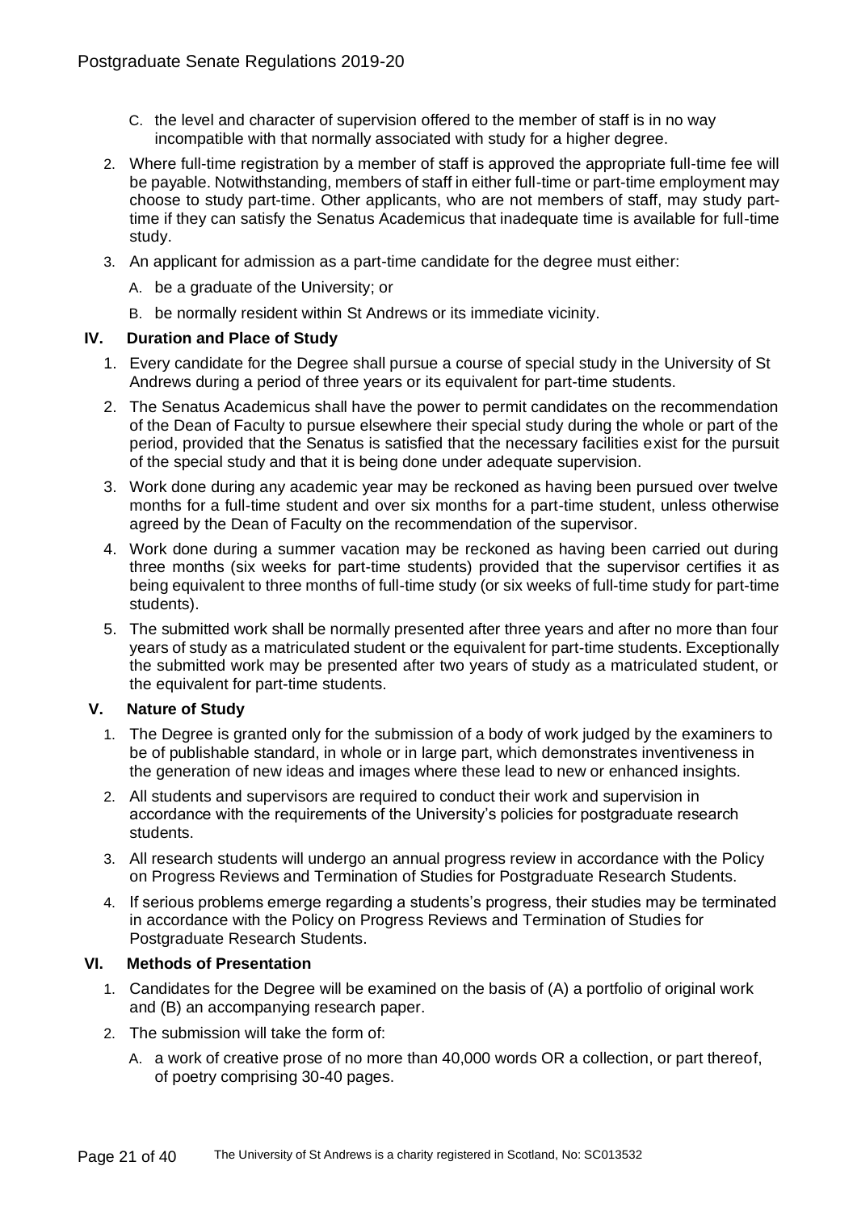C. the level and character of supervision offered to the member of staff is in no way incompatible with that normally associated with study for a higher degree.

2. Where full-time registration by a member of staff is approved the appropriate full-time fee will be payable. Notwithstanding, members of staff in either full-time or part-time employment may choose to study part-time. Other applicants, who are not members of staff, may study part-time if they can satisfy the Senatus Academicus that inadequate time is available for full-time study.
3. An applicant for admission as a part-time candidate for the degree must either:
   A. be a graduate of the University; or
   B. be normally resident within St Andrews or its immediate vicinity.

### IV. Duration and Place of Study

1. Every candidate for the Degree shall pursue a course of special study in the University of St Andrews during a period of three years or its equivalent for part-time students.
2. The Senatus Academicus shall have the power to permit candidates on the recommendation of the Dean of Faculty to pursue elsewhere their special study during the whole or part of the period, provided that the Senatus is satisfied that the necessary facilities exist for the pursuit of the special study and that it is being done under adequate supervision.
3. Work done during any academic year may be reckoned as having been pursued over twelve months for a full-time student and over six months for a part-time student, unless otherwise agreed by the Dean of Faculty on the recommendation of the supervisor.
4. Work done during a summer vacation may be reckoned as having been carried out during three months (six weeks for part-time students) provided that the supervisor certifies it as being equivalent to three months of full-time study (or six weeks of full-time study for part-time students).
5. The submitted work shall be normally presented after three years and after no more than four years of study as a matriculated student or the equivalent for part-time students. Exceptionally the submitted work may be presented after two years of study as a matriculated student, or the equivalent for part-time students.

### V. Nature of Study

1. The Degree is granted only for the submission of a body of work judged by the examiners to be of publishable standard, in whole or in large part, which demonstrates inventiveness in the generation of new ideas and images where these lead to new or enhanced insights.
2. All students and supervisors are required to conduct their work and supervision in accordance with the requirements of the University's policies for postgraduate research students.
3. All research students will undergo an annual progress review in accordance with the Policy on Progress Reviews and Termination of Studies for Postgraduate Research Students.
4. If serious problems emerge regarding a students's progress, their studies may be terminated in accordance with the Policy on Progress Reviews and Termination of Studies for Postgraduate Research Students.

### VI. Methods of Presentation

1. Candidates for the Degree will be examined on the basis of (A) a portfolio of original work and (B) an accompanying research paper.
2. The submission will take the form of:
   A. a work of creative prose of no more than 40,000 words OR a collection, or part thereof, of poetry comprising 30-40 pages.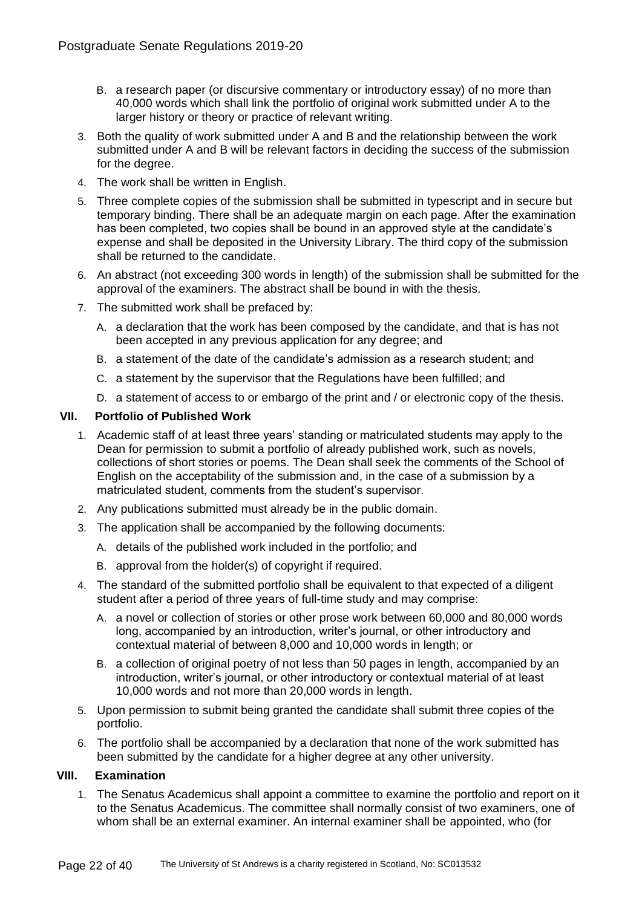B. a research paper (or discursive commentary or introductory essay) of no more than 40,000 words which shall link the portfolio of original work submitted under A to the larger history or theory or practice of relevant writing.

3. Both the quality of work submitted under A and B and the relationship between the work submitted under A and B will be relevant factors in deciding the success of the submission for the degree.
4. The work shall be written in English.
5. Three complete copies of the submission shall be submitted in typescript and in secure but temporary binding. There shall be an adequate margin on each page. After the examination has been completed, two copies shall be bound in an approved style at the candidate's expense and shall be deposited in the University Library. The third copy of the submission shall be returned to the candidate.
6. An abstract (not exceeding 300 words in length) of the submission shall be submitted for the approval of the examiners. The abstract shall be bound in with the thesis.
7. The submitted work shall be prefaced by:
   A. a declaration that the work has been composed by the candidate, and that is has not been accepted in any previous application for any degree; and
   B. a statement of the date of the candidate's admission as a research student; and
   C. a statement by the supervisor that the Regulations have been fulfilled; and
   D. a statement of access to or embargo of the print and / or electronic copy of the thesis.

## VII. Portfolio of Published Work

1. Academic staff of at least three years' standing or matriculated students may apply to the Dean for permission to submit a portfolio of already published work, such as novels, collections of short stories or poems. The Dean shall seek the comments of the School of English on the acceptability of the submission and, in the case of a submission by a matriculated student, comments from the student's supervisor.
2. Any publications submitted must already be in the public domain.
3. The application shall be accompanied by the following documents:
   A. details of the published work included in the portfolio; and
   B. approval from the holder(s) of copyright if required.
4. The standard of the submitted portfolio shall be equivalent to that expected of a diligent student after a period of three years of full-time study and may comprise:
   A. a novel or collection of stories or other prose work between 60,000 and 80,000 words long, accompanied by an introduction, writer's journal, or other introductory and contextual material of between 8,000 and 10,000 words in length; or
   B. a collection of original poetry of not less than 50 pages in length, accompanied by an introduction, writer's journal, or other introductory or contextual material of at least 10,000 words and not more than 20,000 words in length.
5. Upon permission to submit being granted the candidate shall submit three copies of the portfolio.
6. The portfolio shall be accompanied by a declaration that none of the work submitted has been submitted by the candidate for a higher degree at any other university.

## VIII. Examination

1. The Senatus Academicus shall appoint a committee to examine the portfolio and report on it to the Senatus Academicus. The committee shall normally consist of two examiners, one of whom shall be an external examiner. An internal examiner shall be appointed, who (for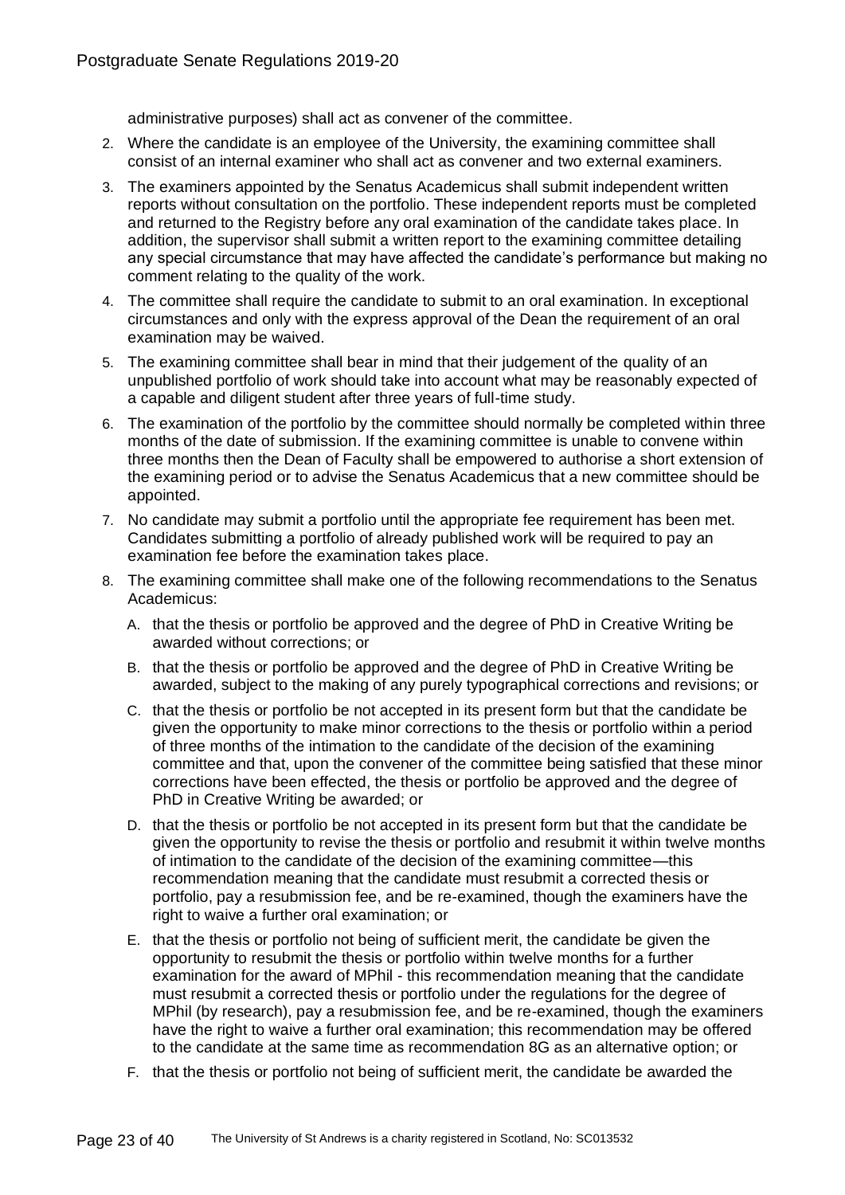administrative purposes) shall act as convener of the committee.

2. Where the candidate is an employee of the University, the examining committee shall consist of an internal examiner who shall act as convener and two external examiners.
3. The examiners appointed by the Senatus Academicus shall submit independent written reports without consultation on the portfolio. These independent reports must be completed and returned to the Registry before any oral examination of the candidate takes place. In addition, the supervisor shall submit a written report to the examining committee detailing any special circumstance that may have affected the candidate's performance but making no comment relating to the quality of the work.
4. The committee shall require the candidate to submit to an oral examination. In exceptional circumstances and only with the express approval of the Dean the requirement of an oral examination may be waived.
5. The examining committee shall bear in mind that their judgement of the quality of an unpublished portfolio of work should take into account what may be reasonably expected of a capable and diligent student after three years of full-time study.
6. The examination of the portfolio by the committee should normally be completed within three months of the date of submission. If the examining committee is unable to convene within three months then the Dean of Faculty shall be empowered to authorise a short extension of the examining period or to advise the Senatus Academicus that a new committee should be appointed.
7. No candidate may submit a portfolio until the appropriate fee requirement has been met. Candidates submitting a portfolio of already published work will be required to pay an examination fee before the examination takes place.
8. The examining committee shall make one of the following recommendations to the Senatus Academicus:
   A. that the thesis or portfolio be approved and the degree of PhD in Creative Writing be awarded without corrections; or
   B. that the thesis or portfolio be approved and the degree of PhD in Creative Writing be awarded, subject to the making of any purely typographical corrections and revisions; or
   C. that the thesis or portfolio be not accepted in its present form but that the candidate be given the opportunity to make minor corrections to the thesis or portfolio within a period of three months of the intimation to the candidate of the decision of the examining committee and that, upon the convener of the committee being satisfied that these minor corrections have been effected, the thesis or portfolio be approved and the degree of PhD in Creative Writing be awarded; or
   D. that the thesis or portfolio be not accepted in its present form but that the candidate be given the opportunity to revise the thesis or portfolio and resubmit it within twelve months of intimation to the candidate of the decision of the examining committee—this recommendation meaning that the candidate must resubmit a corrected thesis or portfolio, pay a resubmission fee, and be re-examined, though the examiners have the right to waive a further oral examination; or
   E. that the thesis or portfolio not being of sufficient merit, the candidate be given the opportunity to resubmit the thesis or portfolio within twelve months for a further examination for the award of MPhil - this recommendation meaning that the candidate must resubmit a corrected thesis or portfolio under the regulations for the degree of MPhil (by research), pay a resubmission fee, and be re-examined, though the examiners have the right to waive a further oral examination; this recommendation may be offered to the candidate at the same time as recommendation 8G as an alternative option; or
   F. that the thesis or portfolio not being of sufficient merit, the candidate be awarded the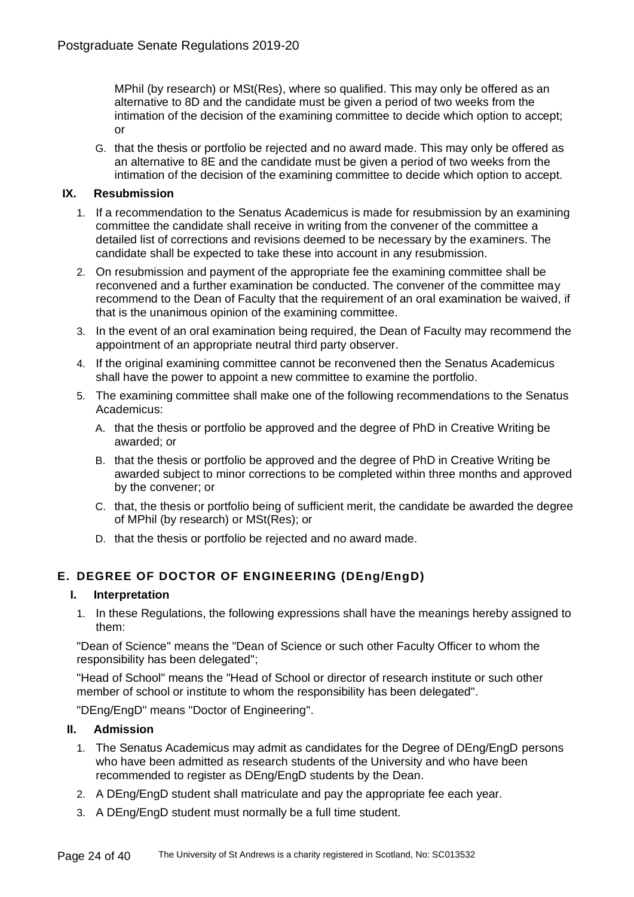MPhil (by research) or MSt(Res), where so qualified. This may only be offered as an alternative to 8D and the candidate must be given a period of two weeks from the intimation of the decision of the examining committee to decide which option to accept; or

G. that the thesis or portfolio be rejected and no award made. This may only be offered as an alternative to 8E and the candidate must be given a period of two weeks from the intimation of the decision of the examining committee to decide which option to accept.

#### IX. Resubmission

1. If a recommendation to the Senatus Academicus is made for resubmission by an examining committee the candidate shall receive in writing from the convener of the committee a detailed list of corrections and revisions deemed to be necessary by the examiners. The candidate shall be expected to take these into account in any resubmission.
2. On resubmission and payment of the appropriate fee the examining committee shall be reconvened and a further examination be conducted. The convener of the committee may recommend to the Dean of Faculty that the requirement of an oral examination be waived, if that is the unanimous opinion of the examining committee.
3. In the event of an oral examination being required, the Dean of Faculty may recommend the appointment of an appropriate neutral third party observer.
4. If the original examining committee cannot be reconvened then the Senatus Academicus shall have the power to appoint a new committee to examine the portfolio.
5. The examining committee shall make one of the following recommendations to the Senatus Academicus:
   A. that the thesis or portfolio be approved and the degree of PhD in Creative Writing be awarded; or
   B. that the thesis or portfolio be approved and the degree of PhD in Creative Writing be awarded subject to minor corrections to be completed within three months and approved by the convener; or
   C. that, the thesis or portfolio being of sufficient merit, the candidate be awarded the degree of MPhil (by research) or MSt(Res); or
   D. that the thesis or portfolio be rejected and no award made.

### E. DEGREE OF DOCTOR OF ENGINEERING (DEng/EngD)

#### I. Interpretation

1. In these Regulations, the following expressions shall have the meanings hereby assigned to them:

"Dean of Science" means the "Dean of Science or such other Faculty Officer to whom the responsibility has been delegated";

"Head of School" means the "Head of School or director of research institute or such other member of school or institute to whom the responsibility has been delegated".

"DEng/EngD" means "Doctor of Engineering".

#### II. Admission

1. The Senatus Academicus may admit as candidates for the Degree of DEng/EngD persons who have been admitted as research students of the University and who have been recommended to register as DEng/EngD students by the Dean.
2. A DEng/EngD student shall matriculate and pay the appropriate fee each year.
3. A DEng/EngD student must normally be a full time student.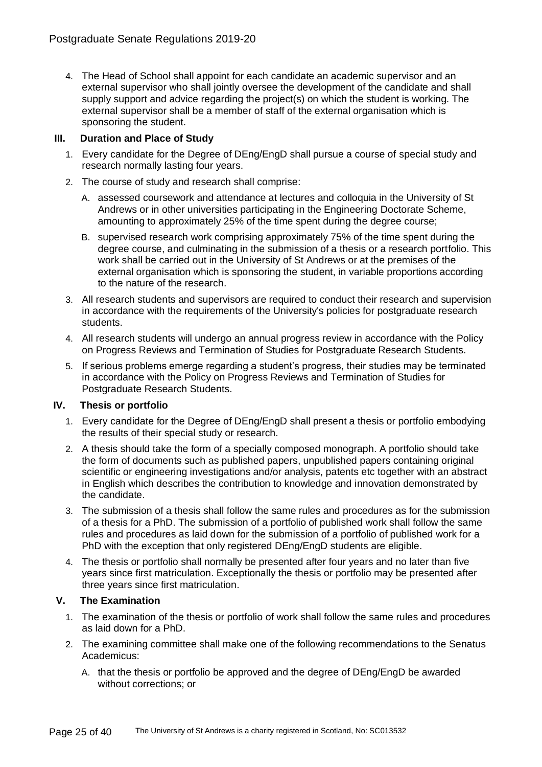4. The Head of School shall appoint for each candidate an academic supervisor and an external supervisor who shall jointly oversee the development of the candidate and shall supply support and advice regarding the project(s) on which the student is working. The external supervisor shall be a member of staff of the external organisation which is sponsoring the student.

### III. Duration and Place of Study

1. Every candidate for the Degree of DEng/EngD shall pursue a course of special study and research normally lasting four years.
2. The course of study and research shall comprise:
   A. assessed coursework and attendance at lectures and colloquia in the University of St Andrews or in other universities participating in the Engineering Doctorate Scheme, amounting to approximately 25% of the time spent during the degree course;
   B. supervised research work comprising approximately 75% of the time spent during the degree course, and culminating in the submission of a thesis or a research portfolio. This work shall be carried out in the University of St Andrews or at the premises of the external organisation which is sponsoring the student, in variable proportions according to the nature of the research.
3. All research students and supervisors are required to conduct their research and supervision in accordance with the requirements of the University's policies for postgraduate research students.
4. All research students will undergo an annual progress review in accordance with the Policy on Progress Reviews and Termination of Studies for Postgraduate Research Students.
5. If serious problems emerge regarding a student's progress, their studies may be terminated in accordance with the Policy on Progress Reviews and Termination of Studies for Postgraduate Research Students.

### IV. Thesis or portfolio

1. Every candidate for the Degree of DEng/EngD shall present a thesis or portfolio embodying the results of their special study or research.
2. A thesis should take the form of a specially composed monograph. A portfolio should take the form of documents such as published papers, unpublished papers containing original scientific or engineering investigations and/or analysis, patents etc together with an abstract in English which describes the contribution to knowledge and innovation demonstrated by the candidate.
3. The submission of a thesis shall follow the same rules and procedures as for the submission of a thesis for a PhD. The submission of a portfolio of published work shall follow the same rules and procedures as laid down for the submission of a portfolio of published work for a PhD with the exception that only registered DEng/EngD students are eligible.
4. The thesis or portfolio shall normally be presented after four years and no later than five years since first matriculation. Exceptionally the thesis or portfolio may be presented after three years since first matriculation.

### V. The Examination

1. The examination of the thesis or portfolio of work shall follow the same rules and procedures as laid down for a PhD.
2. The examining committee shall make one of the following recommendations to the Senatus Academicus:
   A. that the thesis or portfolio be approved and the degree of DEng/EngD be awarded without corrections; or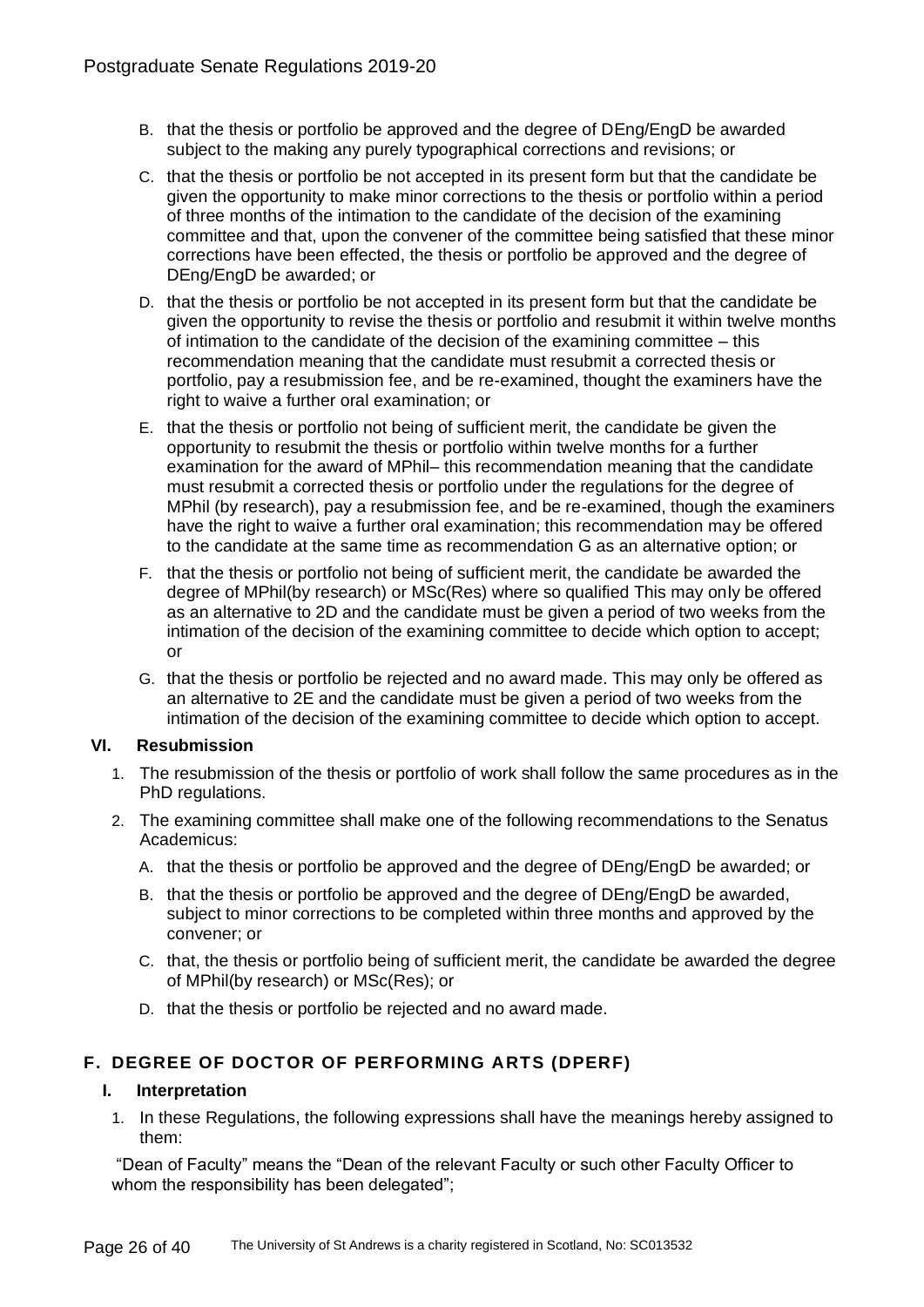B. that the thesis or portfolio be approved and the degree of DEng/EngD be awarded subject to the making any purely typographical corrections and revisions; or

C. that the thesis or portfolio be not accepted in its present form but that the candidate be given the opportunity to make minor corrections to the thesis or portfolio within a period of three months of the intimation to the candidate of the decision of the examining committee and that, upon the convener of the committee being satisfied that these minor corrections have been effected, the thesis or portfolio be approved and the degree of DEng/EngD be awarded; or

D. that the thesis or portfolio be not accepted in its present form but that the candidate be given the opportunity to revise the thesis or portfolio and resubmit it within twelve months of intimation to the candidate of the decision of the examining committee – this recommendation meaning that the candidate must resubmit a corrected thesis or portfolio, pay a resubmission fee, and be re-examined, thought the examiners have the right to waive a further oral examination; or

E. that the thesis or portfolio not being of sufficient merit, the candidate be given the opportunity to resubmit the thesis or portfolio within twelve months for a further examination for the award of MPhil– this recommendation meaning that the candidate must resubmit a corrected thesis or portfolio under the regulations for the degree of MPhil (by research), pay a resubmission fee, and be re-examined, though the examiners have the right to waive a further oral examination; this recommendation may be offered to the candidate at the same time as recommendation G as an alternative option; or

F. that the thesis or portfolio not being of sufficient merit, the candidate be awarded the degree of MPhil(by research) or MSc(Res) where so qualified This may only be offered as an alternative to 2D and the candidate must be given a period of two weeks from the intimation of the decision of the examining committee to decide which option to accept; or

G. that the thesis or portfolio be rejected and no award made. This may only be offered as an alternative to 2E and the candidate must be given a period of two weeks from the intimation of the decision of the examining committee to decide which option to accept.

### VI. Resubmission

1. The resubmission of the thesis or portfolio of work shall follow the same procedures as in the PhD regulations.
2. The examining committee shall make one of the following recommendations to the Senatus Academicus:

   A. that the thesis or portfolio be approved and the degree of DEng/EngD be awarded; or

   B. that the thesis or portfolio be approved and the degree of DEng/EngD be awarded, subject to minor corrections to be completed within three months and approved by the convener; or

   C. that, the thesis or portfolio being of sufficient merit, the candidate be awarded the degree of MPhil(by research) or MSc(Res); or

   D. that the thesis or portfolio be rejected and no award made.

## F. DEGREE OF DOCTOR OF PERFORMING ARTS (DPERF)

### I. Interpretation

1. In these Regulations, the following expressions shall have the meanings hereby assigned to them:

"Dean of Faculty" means the "Dean of the relevant Faculty or such other Faculty Officer to whom the responsibility has been delegated";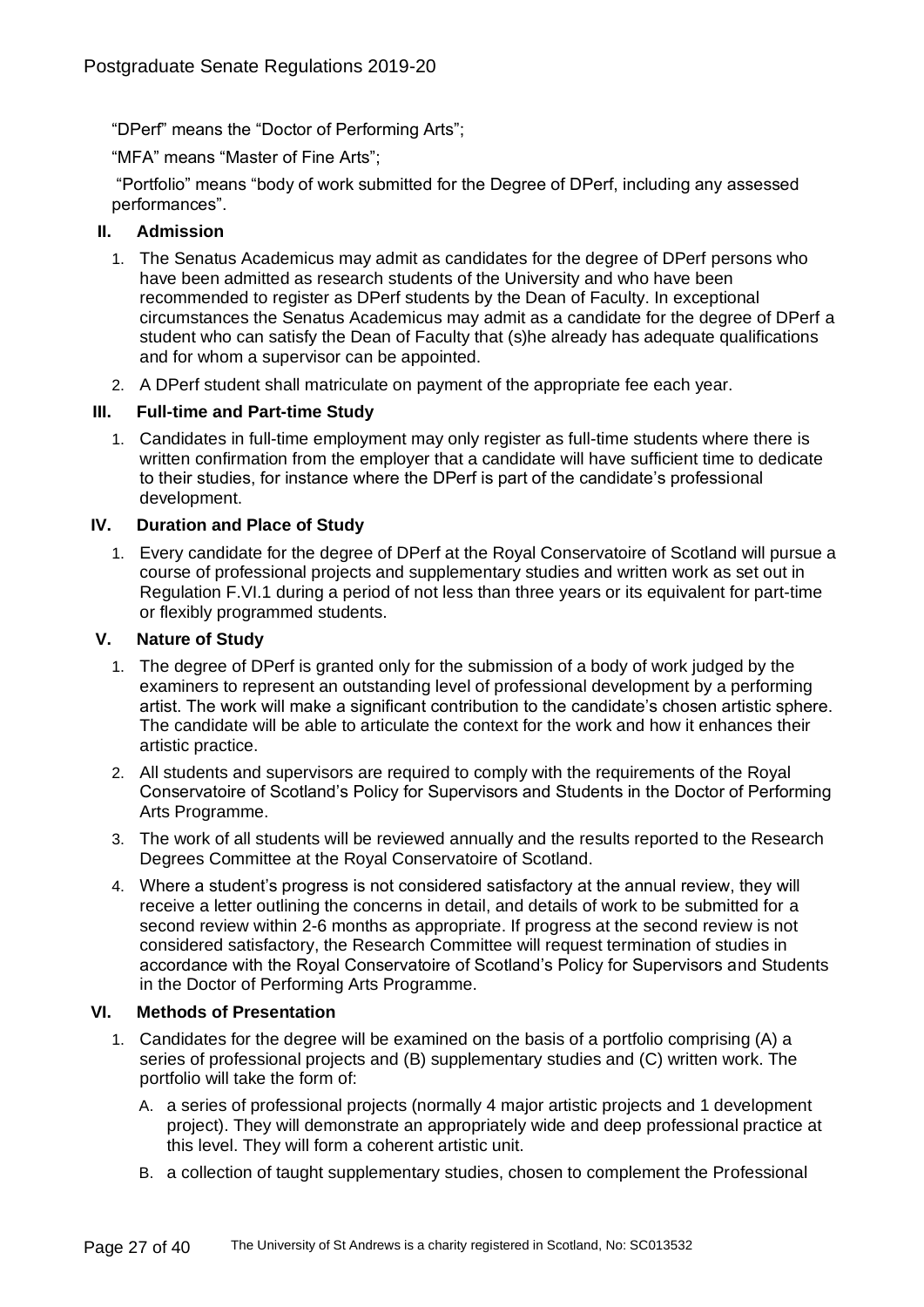"DPerf" means the "Doctor of Performing Arts";

"MFA" means "Master of Fine Arts";

"Portfolio" means "body of work submitted for the Degree of DPerf, including any assessed performances".

## II. Admission

1. The Senatus Academicus may admit as candidates for the degree of DPerf persons who have been admitted as research students of the University and who have been recommended to register as DPerf students by the Dean of Faculty. In exceptional circumstances the Senatus Academicus may admit as a candidate for the degree of DPerf a student who can satisfy the Dean of Faculty that (s)he already has adequate qualifications and for whom a supervisor can be appointed.
2. A DPerf student shall matriculate on payment of the appropriate fee each year.

## III. Full-time and Part-time Study

1. Candidates in full-time employment may only register as full-time students where there is written confirmation from the employer that a candidate will have sufficient time to dedicate to their studies, for instance where the DPerf is part of the candidate's professional development.

## IV. Duration and Place of Study

1. Every candidate for the degree of DPerf at the Royal Conservatoire of Scotland will pursue a course of professional projects and supplementary studies and written work as set out in Regulation F.VI.1 during a period of not less than three years or its equivalent for part-time or flexibly programmed students.

## V. Nature of Study

1. The degree of DPerf is granted only for the submission of a body of work judged by the examiners to represent an outstanding level of professional development by a performing artist. The work will make a significant contribution to the candidate's chosen artistic sphere. The candidate will be able to articulate the context for the work and how it enhances their artistic practice.
2. All students and supervisors are required to comply with the requirements of the Royal Conservatoire of Scotland's Policy for Supervisors and Students in the Doctor of Performing Arts Programme.
3. The work of all students will be reviewed annually and the results reported to the Research Degrees Committee at the Royal Conservatoire of Scotland.
4. Where a student's progress is not considered satisfactory at the annual review, they will receive a letter outlining the concerns in detail, and details of work to be submitted for a second review within 2-6 months as appropriate. If progress at the second review is not considered satisfactory, the Research Committee will request termination of studies in accordance with the Royal Conservatoire of Scotland's Policy for Supervisors and Students in the Doctor of Performing Arts Programme.

## VI. Methods of Presentation

1. Candidates for the degree will be examined on the basis of a portfolio comprising (A) a series of professional projects and (B) supplementary studies and (C) written work. The portfolio will take the form of:
   - A. a series of professional projects (normally 4 major artistic projects and 1 development project). They will demonstrate an appropriately wide and deep professional practice at this level. They will form a coherent artistic unit.
   - B. a collection of taught supplementary studies, chosen to complement the Professional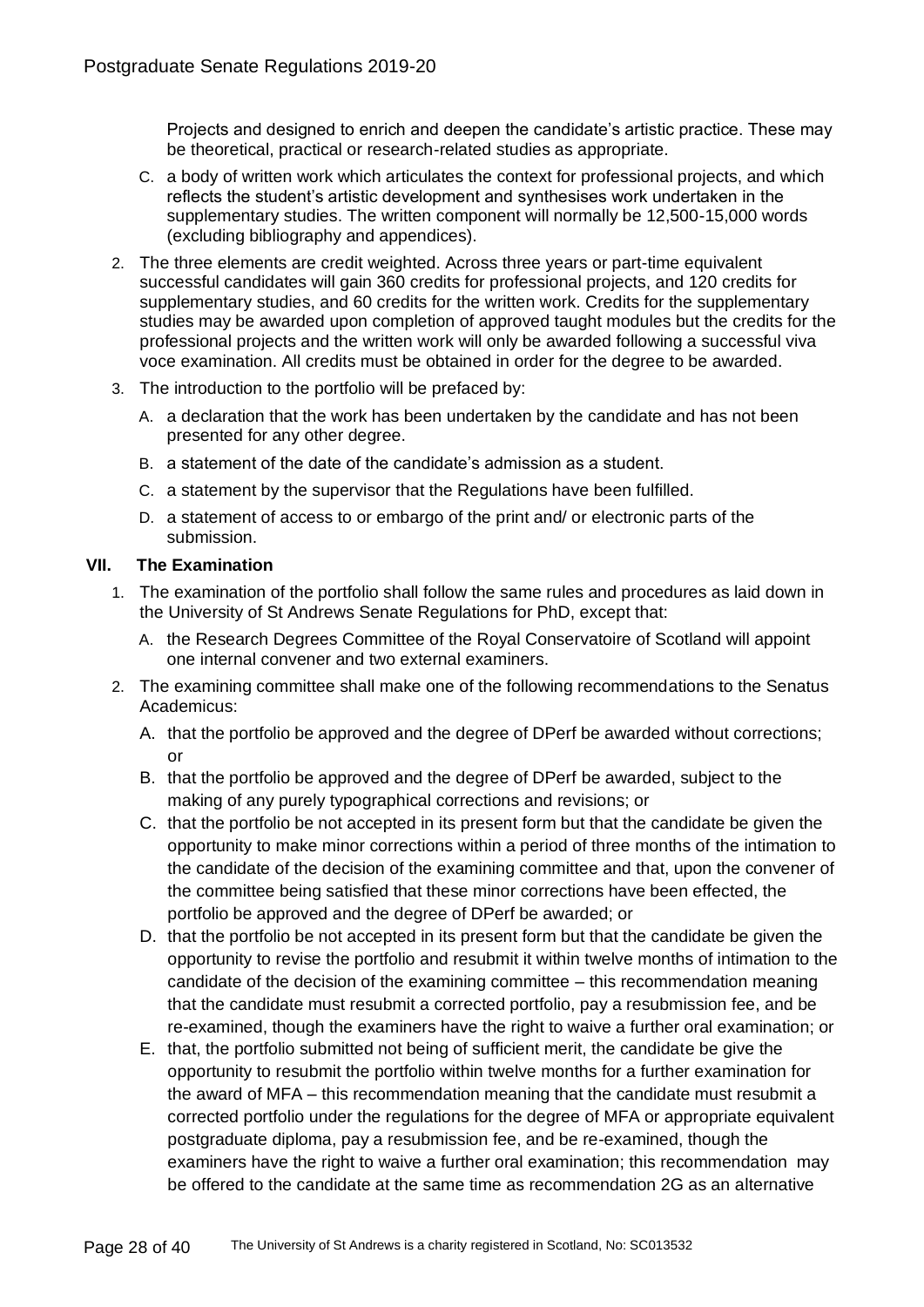Projects and designed to enrich and deepen the candidate's artistic practice. These may be theoretical, practical or research-related studies as appropriate.

C. a body of written work which articulates the context for professional projects, and which reflects the student's artistic development and synthesises work undertaken in the supplementary studies. The written component will normally be 12,500-15,000 words (excluding bibliography and appendices).

2. The three elements are credit weighted. Across three years or part-time equivalent successful candidates will gain 360 credits for professional projects, and 120 credits for supplementary studies, and 60 credits for the written work. Credits for the supplementary studies may be awarded upon completion of approved taught modules but the credits for the professional projects and the written work will only be awarded following a successful viva voce examination. All credits must be obtained in order for the degree to be awarded.

3. The introduction to the portfolio will be prefaced by:

   A. a declaration that the work has been undertaken by the candidate and has not been presented for any other degree.

   B. a statement of the date of the candidate's admission as a student.

   C. a statement by the supervisor that the Regulations have been fulfilled.

   D. a statement of access to or embargo of the print and/ or electronic parts of the submission.

## VII. The Examination

1. The examination of the portfolio shall follow the same rules and procedures as laid down in the University of St Andrews Senate Regulations for PhD, except that:

   A. the Research Degrees Committee of the Royal Conservatoire of Scotland will appoint one internal convener and two external examiners.

2. The examining committee shall make one of the following recommendations to the Senatus Academicus:

   A. that the portfolio be approved and the degree of DPerf be awarded without corrections; or

   B. that the portfolio be approved and the degree of DPerf be awarded, subject to the making of any purely typographical corrections and revisions; or

   C. that the portfolio be not accepted in its present form but that the candidate be given the opportunity to make minor corrections within a period of three months of the intimation to the candidate of the decision of the examining committee and that, upon the convener of the committee being satisfied that these minor corrections have been effected, the portfolio be approved and the degree of DPerf be awarded; or

   D. that the portfolio be not accepted in its present form but that the candidate be given the opportunity to revise the portfolio and resubmit it within twelve months of intimation to the candidate of the decision of the examining committee – this recommendation meaning that the candidate must resubmit a corrected portfolio, pay a resubmission fee, and be re-examined, though the examiners have the right to waive a further oral examination; or

   E. that, the portfolio submitted not being of sufficient merit, the candidate be give the opportunity to resubmit the portfolio within twelve months for a further examination for the award of MFA – this recommendation meaning that the candidate must resubmit a corrected portfolio under the regulations for the degree of MFA or appropriate equivalent postgraduate diploma, pay a resubmission fee, and be re-examined, though the examiners have the right to waive a further oral examination; this recommendation may be offered to the candidate at the same time as recommendation 2G as an alternative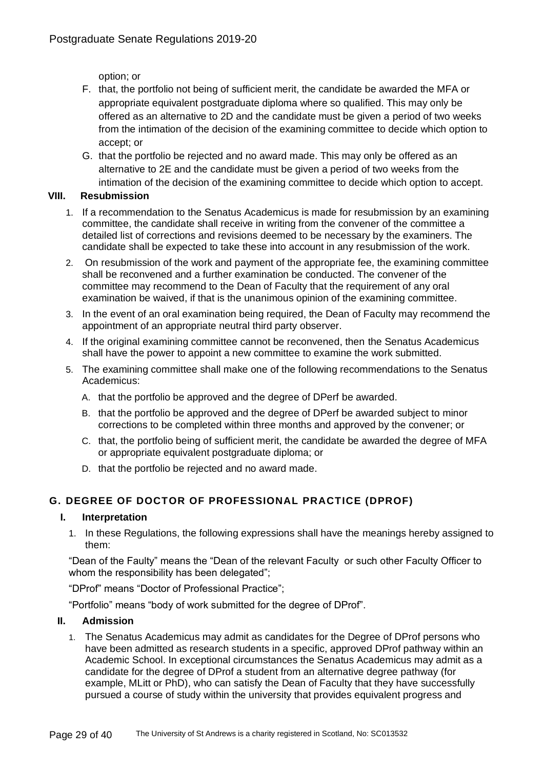option; or

F. that, the portfolio not being of sufficient merit, the candidate be awarded the MFA or appropriate equivalent postgraduate diploma where so qualified. This may only be offered as an alternative to 2D and the candidate must be given a period of two weeks from the intimation of the decision of the examining committee to decide which option to accept; or

G. that the portfolio be rejected and no award made. This may only be offered as an alternative to 2E and the candidate must be given a period of two weeks from the intimation of the decision of the examining committee to decide which option to accept.

### VIII. Resubmission

1. If a recommendation to the Senatus Academicus is made for resubmission by an examining committee, the candidate shall receive in writing from the convener of the committee a detailed list of corrections and revisions deemed to be necessary by the examiners. The candidate shall be expected to take these into account in any resubmission of the work.
2. On resubmission of the work and payment of the appropriate fee, the examining committee shall be reconvened and a further examination be conducted. The convener of the committee may recommend to the Dean of Faculty that the requirement of any oral examination be waived, if that is the unanimous opinion of the examining committee.
3. In the event of an oral examination being required, the Dean of Faculty may recommend the appointment of an appropriate neutral third party observer.
4. If the original examining committee cannot be reconvened, then the Senatus Academicus shall have the power to appoint a new committee to examine the work submitted.
5. The examining committee shall make one of the following recommendations to the Senatus Academicus:
   A. that the portfolio be approved and the degree of DPerf be awarded.
   B. that the portfolio be approved and the degree of DPerf be awarded subject to minor corrections to be completed within three months and approved by the convener; or
   C. that, the portfolio being of sufficient merit, the candidate be awarded the degree of MFA or appropriate equivalent postgraduate diploma; or
   D. that the portfolio be rejected and no award made.

## G. DEGREE OF DOCTOR OF PROFESSIONAL PRACTICE (DPROF)

### I. Interpretation

1. In these Regulations, the following expressions shall have the meanings hereby assigned to them:

"Dean of the Faulty" means the "Dean of the relevant Faculty or such other Faculty Officer to whom the responsibility has been delegated";

"DProf" means "Doctor of Professional Practice";

"Portfolio" means "body of work submitted for the degree of DProf".

### II. Admission

1. The Senatus Academicus may admit as candidates for the Degree of DProf persons who have been admitted as research students in a specific, approved DProf pathway within an Academic School. In exceptional circumstances the Senatus Academicus may admit as a candidate for the degree of DProf a student from an alternative degree pathway (for example, MLitt or PhD), who can satisfy the Dean of Faculty that they have successfully pursued a course of study within the university that provides equivalent progress and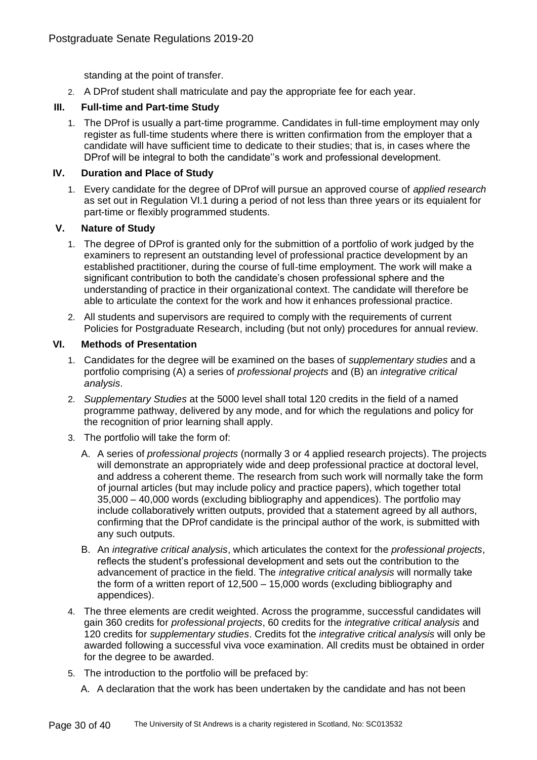standing at the point of transfer.

2. A DProf student shall matriculate and pay the appropriate fee for each year.

## III. Full-time and Part-time Study

1. The DProf is usually a part-time programme. Candidates in full-time employment may only register as full-time students where there is written confirmation from the employer that a candidate will have sufficient time to dedicate to their studies; that is, in cases where the DProf will be integral to both the candidate''s work and professional development.

## IV. Duration and Place of Study

1. Every candidate for the degree of DProf will pursue an approved course of *applied research* as set out in Regulation VI.1 during a period of not less than three years or its equialent for part-time or flexibly programmed students.

## V. Nature of Study

1. The degree of DProf is granted only for the submittion of a portfolio of work judged by the examiners to represent an outstanding level of professional practice development by an established practitioner, during the course of full-time employment. The work will make a significant contribution to both the candidate's chosen professional sphere and the understanding of practice in their organizational context. The candidate will therefore be able to articulate the context for the work and how it enhances professional practice.
2. All students and supervisors are required to comply with the requirements of current Policies for Postgraduate Research, including (but not only) procedures for annual review.

## VI. Methods of Presentation

1. Candidates for the degree will be examined on the bases of *supplementary studies* and a portfolio comprising (A) a series of *professional projects* and (B) an *integrative critical analysis*.
2. *Supplementary Studies* at the 5000 level shall total 120 credits in the field of a named programme pathway, delivered by any mode, and for which the regulations and policy for the recognition of prior learning shall apply.
3. The portfolio will take the form of:
   A. A series of *professional projects* (normally 3 or 4 applied research projects). The projects will demonstrate an appropriately wide and deep professional practice at doctoral level, and address a coherent theme. The research from such work will normally take the form of journal articles (but may include policy and practice papers), which together total 35,000 – 40,000 words (excluding bibliography and appendices). The portfolio may include collaboratively written outputs, provided that a statement agreed by all authors, confirming that the DProf candidate is the principal author of the work, is submitted with any such outputs.

   B. An *integrative critical analysis*, which articulates the context for the *professional projects*, reflects the student's professional development and sets out the contribution to the advancement of practice in the field. The *integrative critical analysis* will normally take the form of a written report of 12,500 – 15,000 words (excluding bibliography and appendices).
4. The three elements are credit weighted. Across the programme, successful candidates will gain 360 credits for *professional projects*, 60 credits for the *integrative critical analysis* and 120 credits for *supplementary studies*. Credits fot the *integrative critical analysis* will only be awarded following a successful viva voce examination. All credits must be obtained in order for the degree to be awarded.
5. The introduction to the portfolio will be prefaced by:
   A. A declaration that the work has been undertaken by the candidate and has not been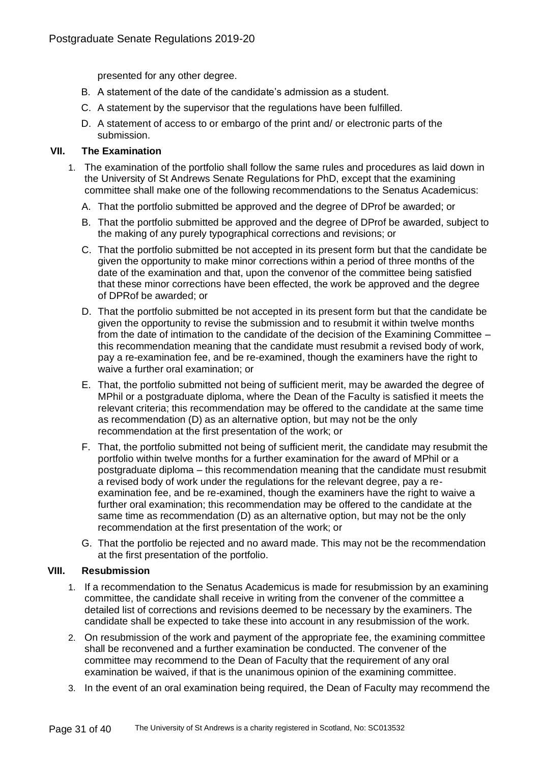presented for any other degree.

B. A statement of the date of the candidate's admission as a student.

C. A statement by the supervisor that the regulations have been fulfilled.

D. A statement of access to or embargo of the print and/ or electronic parts of the submission.

## VII. The Examination

1. The examination of the portfolio shall follow the same rules and procedures as laid down in the University of St Andrews Senate Regulations for PhD, except that the examining committee shall make one of the following recommendations to the Senatus Academicus:

   A. That the portfolio submitted be approved and the degree of DProf be awarded; or

   B. That the portfolio submitted be approved and the degree of DProf be awarded, subject to the making of any purely typographical corrections and revisions; or

   C. That the portfolio submitted be not accepted in its present form but that the candidate be given the opportunity to make minor corrections within a period of three months of the date of the examination and that, upon the convenor of the committee being satisfied that these minor corrections have been effected, the work be approved and the degree of DPRof be awarded; or

   D. That the portfolio submitted be not accepted in its present form but that the candidate be given the opportunity to revise the submission and to resubmit it within twelve months from the date of intimation to the candidate of the decision of the Examining Committee – this recommendation meaning that the candidate must resubmit a revised body of work, pay a re-examination fee, and be re-examined, though the examiners have the right to waive a further oral examination; or

   E. That, the portfolio submitted not being of sufficient merit, may be awarded the degree of MPhil or a postgraduate diploma, where the Dean of the Faculty is satisfied it meets the relevant criteria; this recommendation may be offered to the candidate at the same time as recommendation (D) as an alternative option, but may not be the only recommendation at the first presentation of the work; or

   F. That, the portfolio submitted not being of sufficient merit, the candidate may resubmit the portfolio within twelve months for a further examination for the award of MPhil or a postgraduate diploma – this recommendation meaning that the candidate must resubmit a revised body of work under the regulations for the relevant degree, pay a re-examination fee, and be re-examined, though the examiners have the right to waive a further oral examination; this recommendation may be offered to the candidate at the same time as recommendation (D) as an alternative option, but may not be the only recommendation at the first presentation of the work; or

   G. That the portfolio be rejected and no award made. This may not be the recommendation at the first presentation of the portfolio.

## VIII. Resubmission

1. If a recommendation to the Senatus Academicus is made for resubmission by an examining committee, the candidate shall receive in writing from the convener of the committee a detailed list of corrections and revisions deemed to be necessary by the examiners. The candidate shall be expected to take these into account in any resubmission of the work.

2. On resubmission of the work and payment of the appropriate fee, the examining committee shall be reconvened and a further examination be conducted. The convener of the committee may recommend to the Dean of Faculty that the requirement of any oral examination be waived, if that is the unanimous opinion of the examining committee.

3. In the event of an oral examination being required, the Dean of Faculty may recommend the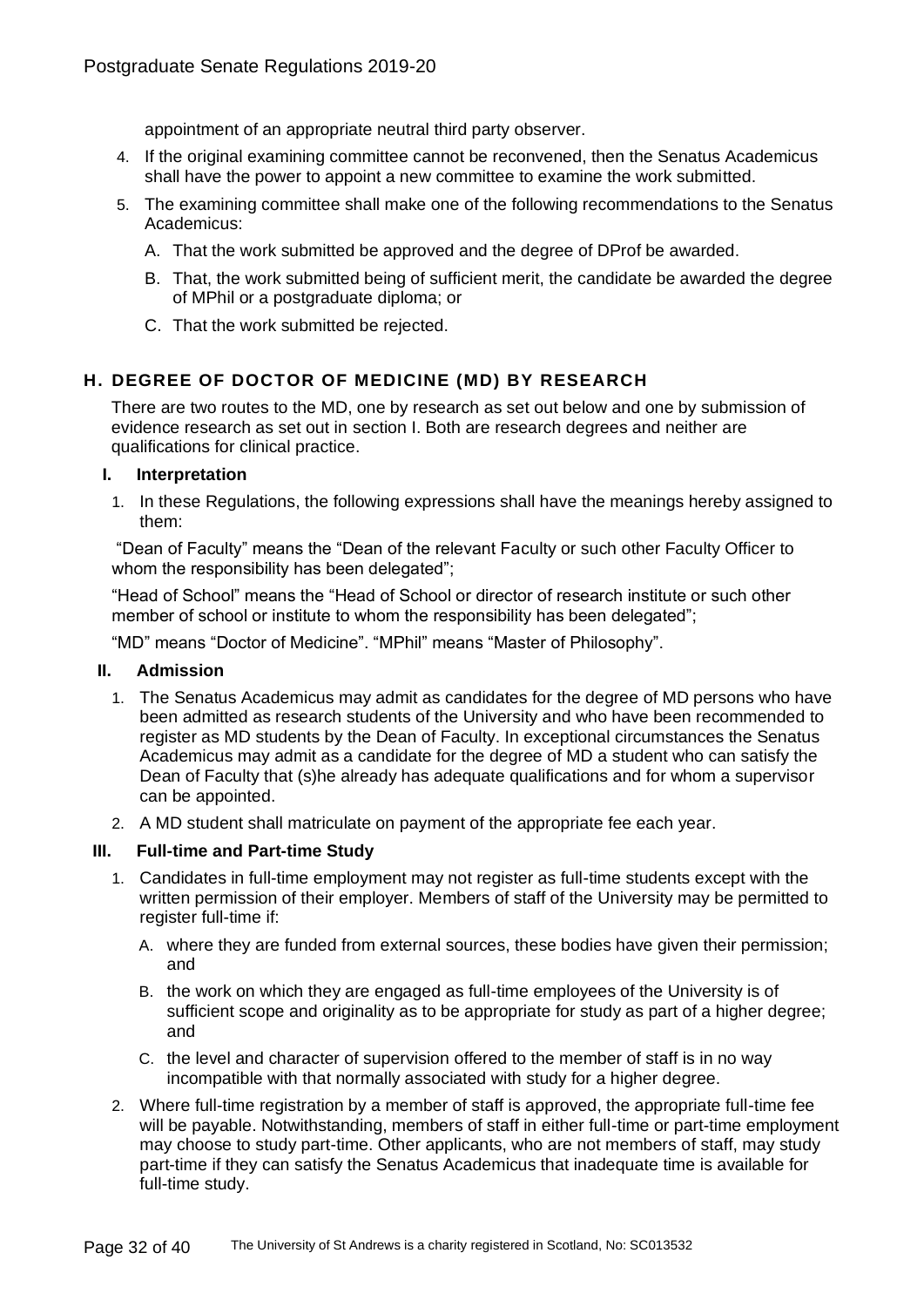appointment of an appropriate neutral third party observer.

4. If the original examining committee cannot be reconvened, then the Senatus Academicus shall have the power to appoint a new committee to examine the work submitted.
5. The examining committee shall make one of the following recommendations to the Senatus Academicus:
   - A. That the work submitted be approved and the degree of DProf be awarded.
   - B. That, the work submitted being of sufficient merit, the candidate be awarded the degree of MPhil or a postgraduate diploma; or
   - C. That the work submitted be rejected.

## H. DEGREE OF DOCTOR OF MEDICINE (MD) BY RESEARCH

There are two routes to the MD, one by research as set out below and one by submission of evidence research as set out in section I. Both are research degrees and neither are qualifications for clinical practice.

### I. Interpretation

1. In these Regulations, the following expressions shall have the meanings hereby assigned to them:

"Dean of Faculty" means the "Dean of the relevant Faculty or such other Faculty Officer to whom the responsibility has been delegated";

"Head of School" means the "Head of School or director of research institute or such other member of school or institute to whom the responsibility has been delegated";

"MD" means "Doctor of Medicine". "MPhil" means "Master of Philosophy".

### II. Admission

1. The Senatus Academicus may admit as candidates for the degree of MD persons who have been admitted as research students of the University and who have been recommended to register as MD students by the Dean of Faculty. In exceptional circumstances the Senatus Academicus may admit as a candidate for the degree of MD a student who can satisfy the Dean of Faculty that (s)he already has adequate qualifications and for whom a supervisor can be appointed.
2. A MD student shall matriculate on payment of the appropriate fee each year.

### III. Full-time and Part-time Study

1. Candidates in full-time employment may not register as full-time students except with the written permission of their employer. Members of staff of the University may be permitted to register full-time if:
   - A. where they are funded from external sources, these bodies have given their permission; and
   - B. the work on which they are engaged as full-time employees of the University is of sufficient scope and originality as to be appropriate for study as part of a higher degree; and
   - C. the level and character of supervision offered to the member of staff is in no way incompatible with that normally associated with study for a higher degree.
2. Where full-time registration by a member of staff is approved, the appropriate full-time fee will be payable. Notwithstanding, members of staff in either full-time or part-time employment may choose to study part-time. Other applicants, who are not members of staff, may study part-time if they can satisfy the Senatus Academicus that inadequate time is available for full-time study.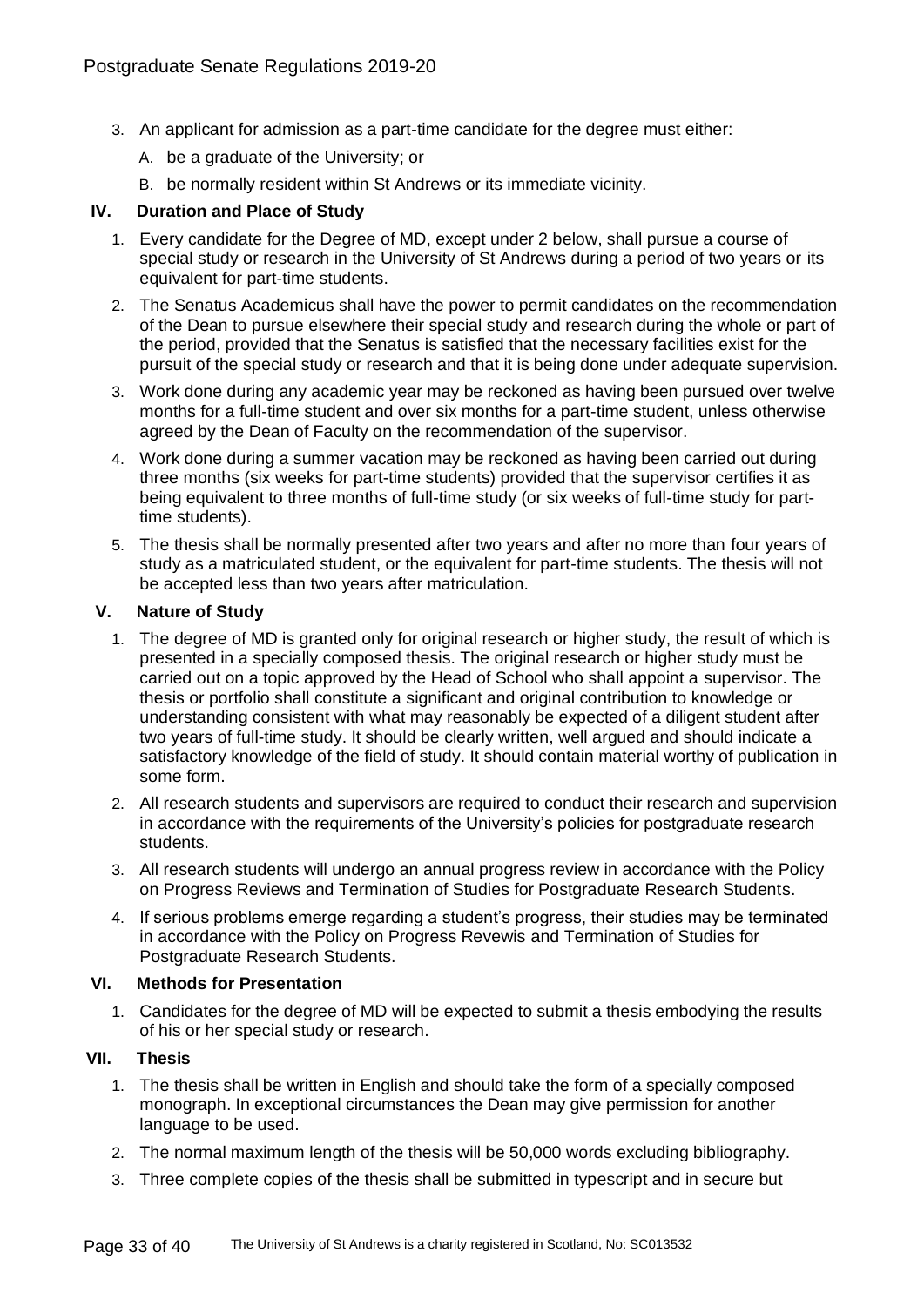3. An applicant for admission as a part-time candidate for the degree must either:
   A. be a graduate of the University; or
   B. be normally resident within St Andrews or its immediate vicinity.

## IV. Duration and Place of Study

1. Every candidate for the Degree of MD, except under 2 below, shall pursue a course of special study or research in the University of St Andrews during a period of two years or its equivalent for part-time students.
2. The Senatus Academicus shall have the power to permit candidates on the recommendation of the Dean to pursue elsewhere their special study and research during the whole or part of the period, provided that the Senatus is satisfied that the necessary facilities exist for the pursuit of the special study or research and that it is being done under adequate supervision.
3. Work done during any academic year may be reckoned as having been pursued over twelve months for a full-time student and over six months for a part-time student, unless otherwise agreed by the Dean of Faculty on the recommendation of the supervisor.
4. Work done during a summer vacation may be reckoned as having been carried out during three months (six weeks for part-time students) provided that the supervisor certifies it as being equivalent to three months of full-time study (or six weeks of full-time study for part-time students).
5. The thesis shall be normally presented after two years and after no more than four years of study as a matriculated student, or the equivalent for part-time students. The thesis will not be accepted less than two years after matriculation.

## V. Nature of Study

1. The degree of MD is granted only for original research or higher study, the result of which is presented in a specially composed thesis. The original research or higher study must be carried out on a topic approved by the Head of School who shall appoint a supervisor. The thesis or portfolio shall constitute a significant and original contribution to knowledge or understanding consistent with what may reasonably be expected of a diligent student after two years of full-time study. It should be clearly written, well argued and should indicate a satisfactory knowledge of the field of study. It should contain material worthy of publication in some form.
2. All research students and supervisors are required to conduct their research and supervision in accordance with the requirements of the University's policies for postgraduate research students.
3. All research students will undergo an annual progress review in accordance with the Policy on Progress Reviews and Termination of Studies for Postgraduate Research Students.
4. If serious problems emerge regarding a student's progress, their studies may be terminated in accordance with the Policy on Progress Revewis and Termination of Studies for Postgraduate Research Students.

## VI. Methods for Presentation

1. Candidates for the degree of MD will be expected to submit a thesis embodying the results of his or her special study or research.

## VII. Thesis

1. The thesis shall be written in English and should take the form of a specially composed monograph. In exceptional circumstances the Dean may give permission for another language to be used.
2. The normal maximum length of the thesis will be 50,000 words excluding bibliography.
3. Three complete copies of the thesis shall be submitted in typescript and in secure but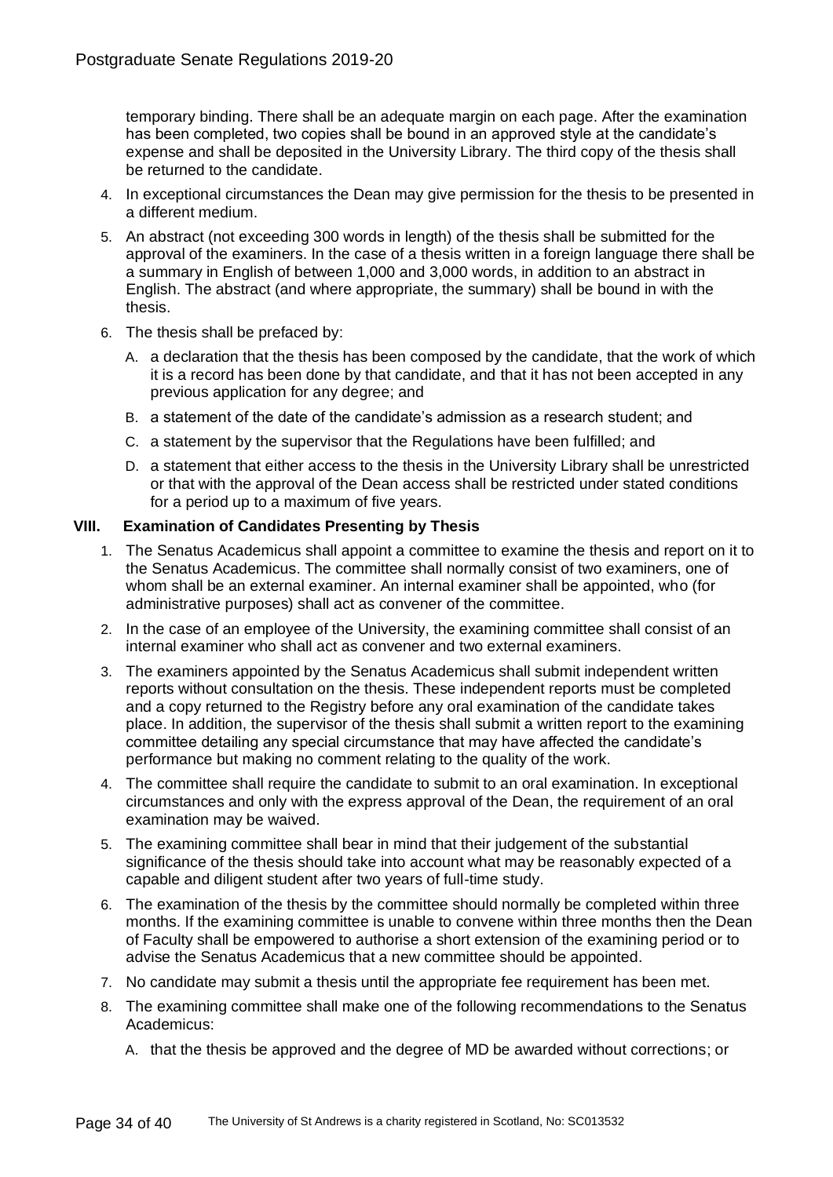temporary binding. There shall be an adequate margin on each page. After the examination has been completed, two copies shall be bound in an approved style at the candidate's expense and shall be deposited in the University Library. The third copy of the thesis shall be returned to the candidate.

4. In exceptional circumstances the Dean may give permission for the thesis to be presented in a different medium.
5. An abstract (not exceeding 300 words in length) of the thesis shall be submitted for the approval of the examiners. In the case of a thesis written in a foreign language there shall be a summary in English of between 1,000 and 3,000 words, in addition to an abstract in English. The abstract (and where appropriate, the summary) shall be bound in with the thesis.
6. The thesis shall be prefaced by:
   A. a declaration that the thesis has been composed by the candidate, that the work of which it is a record has been done by that candidate, and that it has not been accepted in any previous application for any degree; and
   B. a statement of the date of the candidate's admission as a research student; and
   C. a statement by the supervisor that the Regulations have been fulfilled; and
   D. a statement that either access to the thesis in the University Library shall be unrestricted or that with the approval of the Dean access shall be restricted under stated conditions for a period up to a maximum of five years.

### VIII. Examination of Candidates Presenting by Thesis

1. The Senatus Academicus shall appoint a committee to examine the thesis and report on it to the Senatus Academicus. The committee shall normally consist of two examiners, one of whom shall be an external examiner. An internal examiner shall be appointed, who (for administrative purposes) shall act as convener of the committee.
2. In the case of an employee of the University, the examining committee shall consist of an internal examiner who shall act as convener and two external examiners.
3. The examiners appointed by the Senatus Academicus shall submit independent written reports without consultation on the thesis. These independent reports must be completed and a copy returned to the Registry before any oral examination of the candidate takes place. In addition, the supervisor of the thesis shall submit a written report to the examining committee detailing any special circumstance that may have affected the candidate's performance but making no comment relating to the quality of the work.
4. The committee shall require the candidate to submit to an oral examination. In exceptional circumstances and only with the express approval of the Dean, the requirement of an oral examination may be waived.
5. The examining committee shall bear in mind that their judgement of the substantial significance of the thesis should take into account what may be reasonably expected of a capable and diligent student after two years of full-time study.
6. The examination of the thesis by the committee should normally be completed within three months. If the examining committee is unable to convene within three months then the Dean of Faculty shall be empowered to authorise a short extension of the examining period or to advise the Senatus Academicus that a new committee should be appointed.
7. No candidate may submit a thesis until the appropriate fee requirement has been met.
8. The examining committee shall make one of the following recommendations to the Senatus Academicus:
   A. that the thesis be approved and the degree of MD be awarded without corrections; or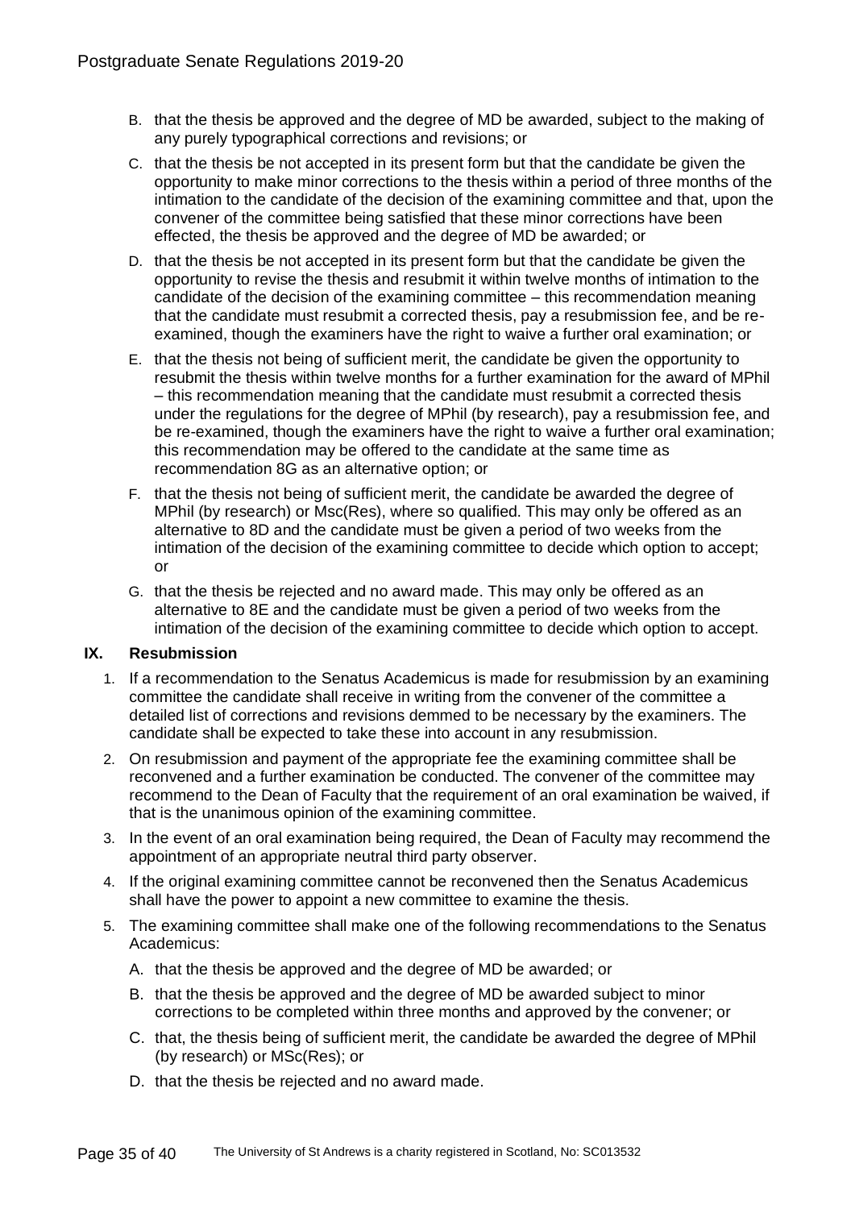B. that the thesis be approved and the degree of MD be awarded, subject to the making of any purely typographical corrections and revisions; or

C. that the thesis be not accepted in its present form but that the candidate be given the opportunity to make minor corrections to the thesis within a period of three months of the intimation to the candidate of the decision of the examining committee and that, upon the convener of the committee being satisfied that these minor corrections have been effected, the thesis be approved and the degree of MD be awarded; or

D. that the thesis be not accepted in its present form but that the candidate be given the opportunity to revise the thesis and resubmit it within twelve months of intimation to the candidate of the decision of the examining committee – this recommendation meaning that the candidate must resubmit a corrected thesis, pay a resubmission fee, and be re-examined, though the examiners have the right to waive a further oral examination; or

E. that the thesis not being of sufficient merit, the candidate be given the opportunity to resubmit the thesis within twelve months for a further examination for the award of MPhil – this recommendation meaning that the candidate must resubmit a corrected thesis under the regulations for the degree of MPhil (by research), pay a resubmission fee, and be re-examined, though the examiners have the right to waive a further oral examination; this recommendation may be offered to the candidate at the same time as recommendation 8G as an alternative option; or

F. that the thesis not being of sufficient merit, the candidate be awarded the degree of MPhil (by research) or Msc(Res), where so qualified. This may only be offered as an alternative to 8D and the candidate must be given a period of two weeks from the intimation of the decision of the examining committee to decide which option to accept; or

G. that the thesis be rejected and no award made. This may only be offered as an alternative to 8E and the candidate must be given a period of two weeks from the intimation of the decision of the examining committee to decide which option to accept.

## IX. Resubmission

1. If a recommendation to the Senatus Academicus is made for resubmission by an examining committee the candidate shall receive in writing from the convener of the committee a detailed list of corrections and revisions demmed to be necessary by the examiners. The candidate shall be expected to take these into account in any resubmission.
2. On resubmission and payment of the appropriate fee the examining committee shall be reconvened and a further examination be conducted. The convener of the committee may recommend to the Dean of Faculty that the requirement of an oral examination be waived, if that is the unanimous opinion of the examining committee.
3. In the event of an oral examination being required, the Dean of Faculty may recommend the appointment of an appropriate neutral third party observer.
4. If the original examining committee cannot be reconvened then the Senatus Academicus shall have the power to appoint a new committee to examine the thesis.
5. The examining committee shall make one of the following recommendations to the Senatus Academicus:

   A. that the thesis be approved and the degree of MD be awarded; or

   B. that the thesis be approved and the degree of MD be awarded subject to minor corrections to be completed within three months and approved by the convener; or

   C. that, the thesis being of sufficient merit, the candidate be awarded the degree of MPhil (by research) or MSc(Res); or

   D. that the thesis be rejected and no award made.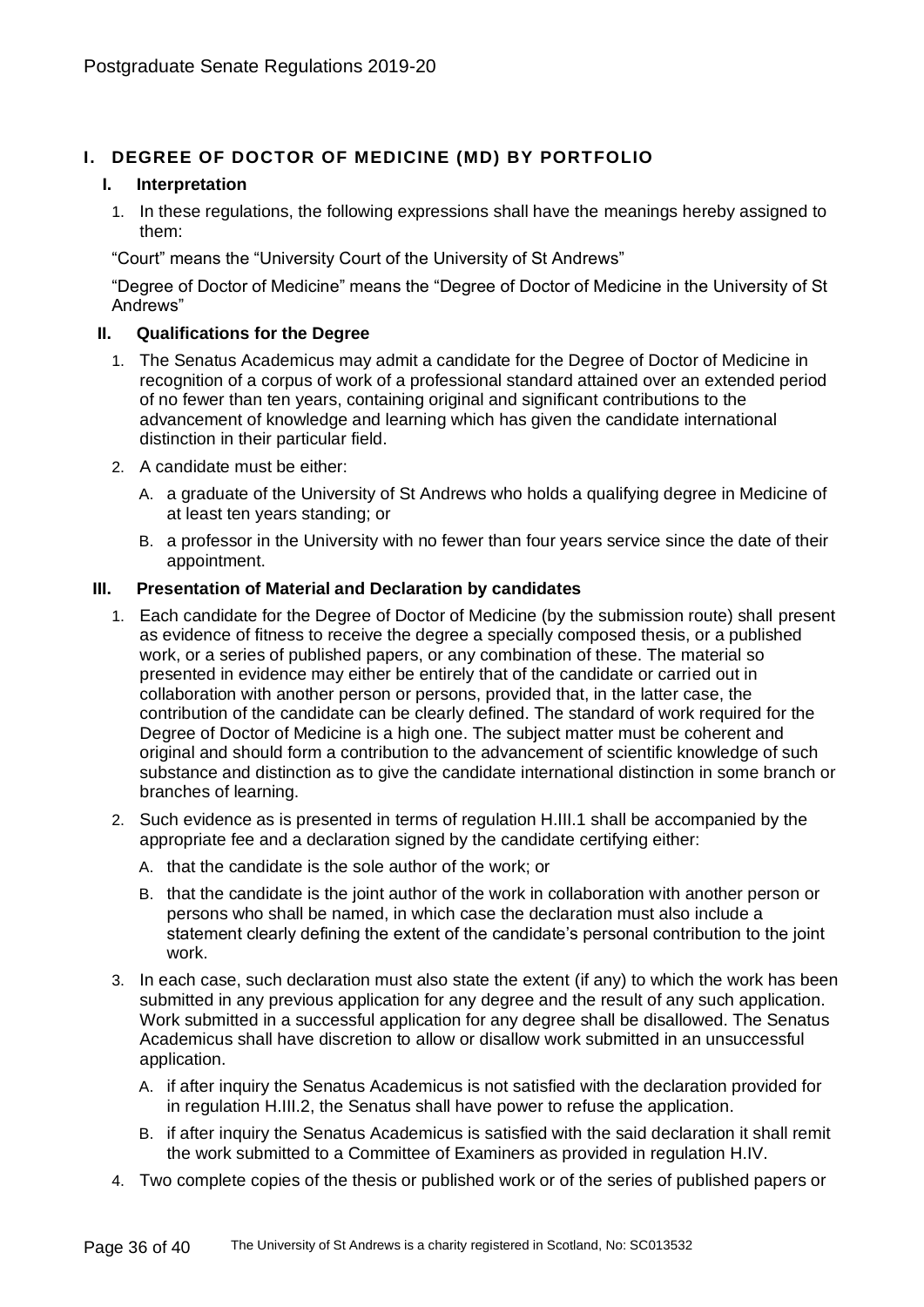## I. DEGREE OF DOCTOR OF MEDICINE (MD) BY PORTFOLIO

### I. Interpretation

1. In these regulations, the following expressions shall have the meanings hereby assigned to them:

"Court" means the "University Court of the University of St Andrews"

"Degree of Doctor of Medicine" means the "Degree of Doctor of Medicine in the University of St Andrews"

### II. Qualifications for the Degree

1. The Senatus Academicus may admit a candidate for the Degree of Doctor of Medicine in recognition of a corpus of work of a professional standard attained over an extended period of no fewer than ten years, containing original and significant contributions to the advancement of knowledge and learning which has given the candidate international distinction in their particular field.
2. A candidate must be either:
   - A. a graduate of the University of St Andrews who holds a qualifying degree in Medicine of at least ten years standing; or
   - B. a professor in the University with no fewer than four years service since the date of their appointment.

### III. Presentation of Material and Declaration by candidates

1. Each candidate for the Degree of Doctor of Medicine (by the submission route) shall present as evidence of fitness to receive the degree a specially composed thesis, or a published work, or a series of published papers, or any combination of these. The material so presented in evidence may either be entirely that of the candidate or carried out in collaboration with another person or persons, provided that, in the latter case, the contribution of the candidate can be clearly defined. The standard of work required for the Degree of Doctor of Medicine is a high one. The subject matter must be coherent and original and should form a contribution to the advancement of scientific knowledge of such substance and distinction as to give the candidate international distinction in some branch or branches of learning.
2. Such evidence as is presented in terms of regulation H.III.1 shall be accompanied by the appropriate fee and a declaration signed by the candidate certifying either:
   - A. that the candidate is the sole author of the work; or
   - B. that the candidate is the joint author of the work in collaboration with another person or persons who shall be named, in which case the declaration must also include a statement clearly defining the extent of the candidate's personal contribution to the joint work.
3. In each case, such declaration must also state the extent (if any) to which the work has been submitted in any previous application for any degree and the result of any such application. Work submitted in a successful application for any degree shall be disallowed. The Senatus Academicus shall have discretion to allow or disallow work submitted in an unsuccessful application.
   - A. if after inquiry the Senatus Academicus is not satisfied with the declaration provided for in regulation H.III.2, the Senatus shall have power to refuse the application.
   - B. if after inquiry the Senatus Academicus is satisfied with the said declaration it shall remit the work submitted to a Committee of Examiners as provided in regulation H.IV.
4. Two complete copies of the thesis or published work or of the series of published papers or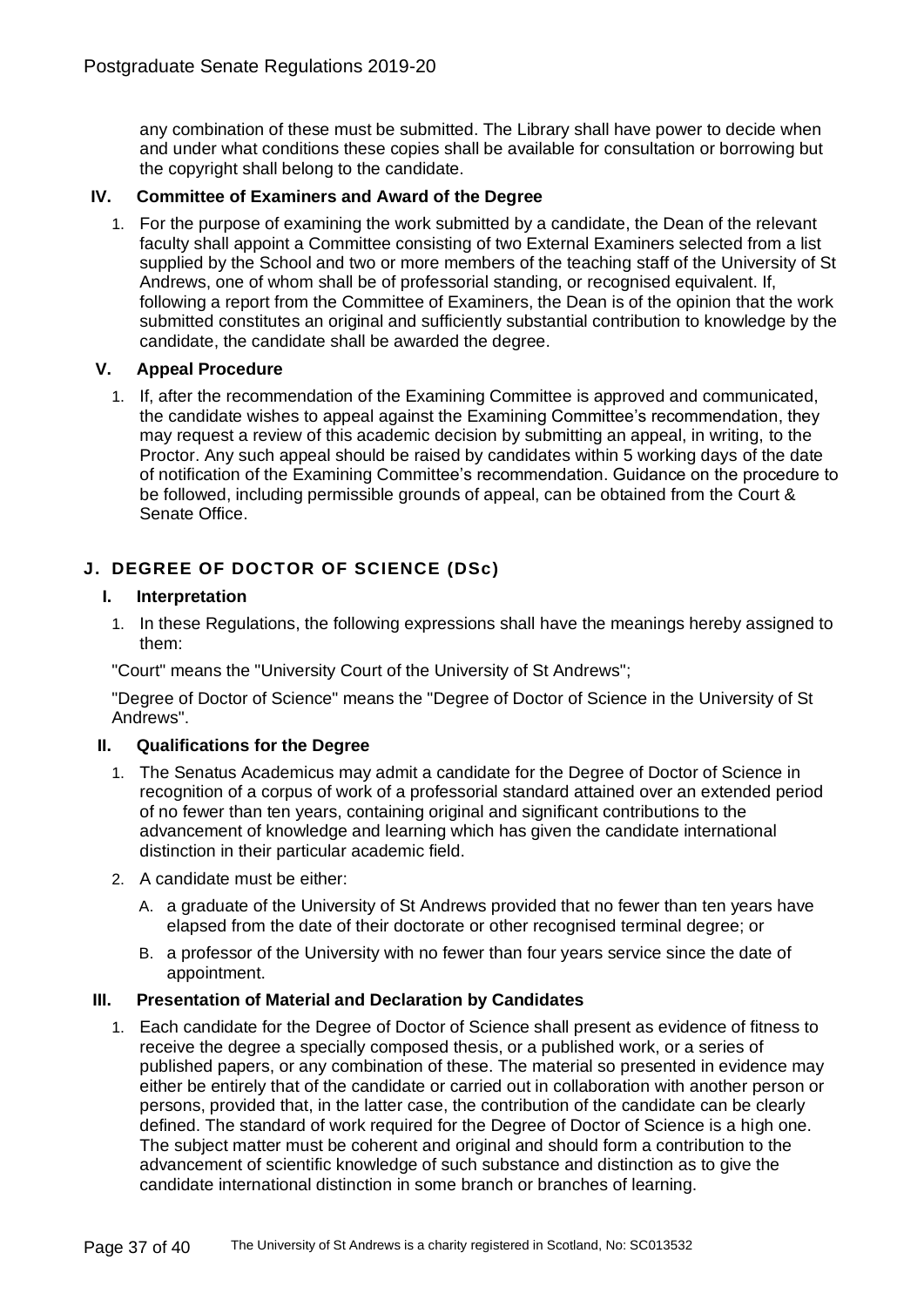any combination of these must be submitted. The Library shall have power to decide when and under what conditions these copies shall be available for consultation or borrowing but the copyright shall belong to the candidate.

### IV. Committee of Examiners and Award of the Degree

1. For the purpose of examining the work submitted by a candidate, the Dean of the relevant faculty shall appoint a Committee consisting of two External Examiners selected from a list supplied by the School and two or more members of the teaching staff of the University of St Andrews, one of whom shall be of professorial standing, or recognised equivalent. If, following a report from the Committee of Examiners, the Dean is of the opinion that the work submitted constitutes an original and sufficiently substantial contribution to knowledge by the candidate, the candidate shall be awarded the degree.

### V. Appeal Procedure

1. If, after the recommendation of the Examining Committee is approved and communicated, the candidate wishes to appeal against the Examining Committee's recommendation, they may request a review of this academic decision by submitting an appeal, in writing, to the Proctor. Any such appeal should be raised by candidates within 5 working days of the date of notification of the Examining Committee's recommendation. Guidance on the procedure to be followed, including permissible grounds of appeal, can be obtained from the Court & Senate Office.

## J. DEGREE OF DOCTOR OF SCIENCE (DSc)

### I. Interpretation

1. In these Regulations, the following expressions shall have the meanings hereby assigned to them:

"Court" means the "University Court of the University of St Andrews";

"Degree of Doctor of Science" means the "Degree of Doctor of Science in the University of St Andrews".

### II. Qualifications for the Degree

1. The Senatus Academicus may admit a candidate for the Degree of Doctor of Science in recognition of a corpus of work of a professorial standard attained over an extended period of no fewer than ten years, containing original and significant contributions to the advancement of knowledge and learning which has given the candidate international distinction in their particular academic field.
2. A candidate must be either:
   A. a graduate of the University of St Andrews provided that no fewer than ten years have elapsed from the date of their doctorate or other recognised terminal degree; or
   B. a professor of the University with no fewer than four years service since the date of appointment.

### III. Presentation of Material and Declaration by Candidates

1. Each candidate for the Degree of Doctor of Science shall present as evidence of fitness to receive the degree a specially composed thesis, or a published work, or a series of published papers, or any combination of these. The material so presented in evidence may either be entirely that of the candidate or carried out in collaboration with another person or persons, provided that, in the latter case, the contribution of the candidate can be clearly defined. The standard of work required for the Degree of Doctor of Science is a high one. The subject matter must be coherent and original and should form a contribution to the advancement of scientific knowledge of such substance and distinction as to give the candidate international distinction in some branch or branches of learning.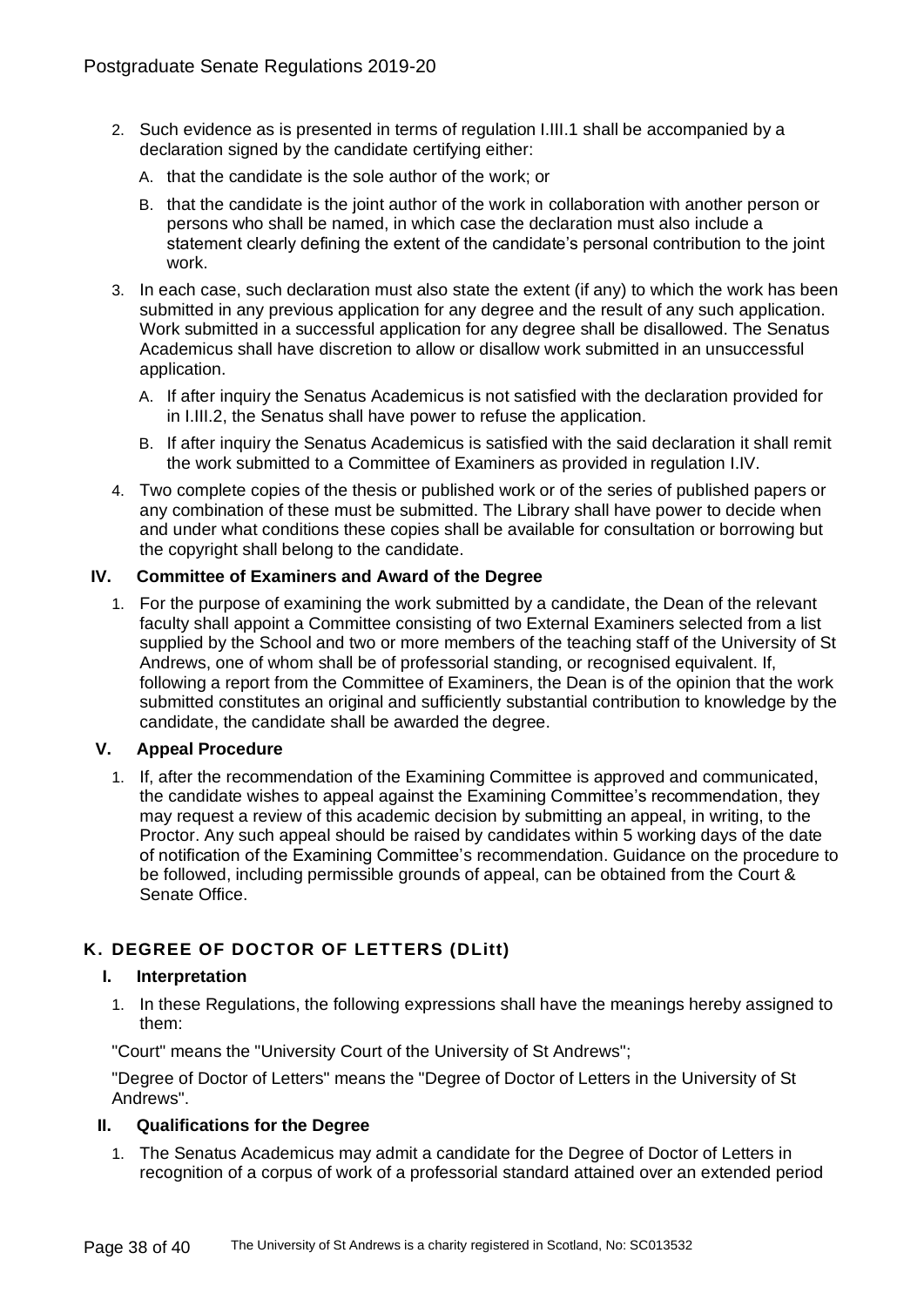2. Such evidence as is presented in terms of regulation I.III.1 shall be accompanied by a declaration signed by the candidate certifying either:

   A. that the candidate is the sole author of the work; or

   B. that the candidate is the joint author of the work in collaboration with another person or persons who shall be named, in which case the declaration must also include a statement clearly defining the extent of the candidate's personal contribution to the joint work.

3. In each case, such declaration must also state the extent (if any) to which the work has been submitted in any previous application for any degree and the result of any such application. Work submitted in a successful application for any degree shall be disallowed. The Senatus Academicus shall have discretion to allow or disallow work submitted in an unsuccessful application.

   A. If after inquiry the Senatus Academicus is not satisfied with the declaration provided for in I.III.2, the Senatus shall have power to refuse the application.

   B. If after inquiry the Senatus Academicus is satisfied with the said declaration it shall remit the work submitted to a Committee of Examiners as provided in regulation I.IV.

4. Two complete copies of the thesis or published work or of the series of published papers or any combination of these must be submitted. The Library shall have power to decide when and under what conditions these copies shall be available for consultation or borrowing but the copyright shall belong to the candidate.

### IV. Committee of Examiners and Award of the Degree

1. For the purpose of examining the work submitted by a candidate, the Dean of the relevant faculty shall appoint a Committee consisting of two External Examiners selected from a list supplied by the School and two or more members of the teaching staff of the University of St Andrews, one of whom shall be of professorial standing, or recognised equivalent. If, following a report from the Committee of Examiners, the Dean is of the opinion that the work submitted constitutes an original and sufficiently substantial contribution to knowledge by the candidate, the candidate shall be awarded the degree.

### V. Appeal Procedure

1. If, after the recommendation of the Examining Committee is approved and communicated, the candidate wishes to appeal against the Examining Committee's recommendation, they may request a review of this academic decision by submitting an appeal, in writing, to the Proctor. Any such appeal should be raised by candidates within 5 working days of the date of notification of the Examining Committee's recommendation. Guidance on the procedure to be followed, including permissible grounds of appeal, can be obtained from the Court & Senate Office.

## K. DEGREE OF DOCTOR OF LETTERS (DLitt)

### I. Interpretation

1. In these Regulations, the following expressions shall have the meanings hereby assigned to them:

"Court" means the "University Court of the University of St Andrews";

"Degree of Doctor of Letters" means the "Degree of Doctor of Letters in the University of St Andrews".

### II. Qualifications for the Degree

1. The Senatus Academicus may admit a candidate for the Degree of Doctor of Letters in recognition of a corpus of work of a professorial standard attained over an extended period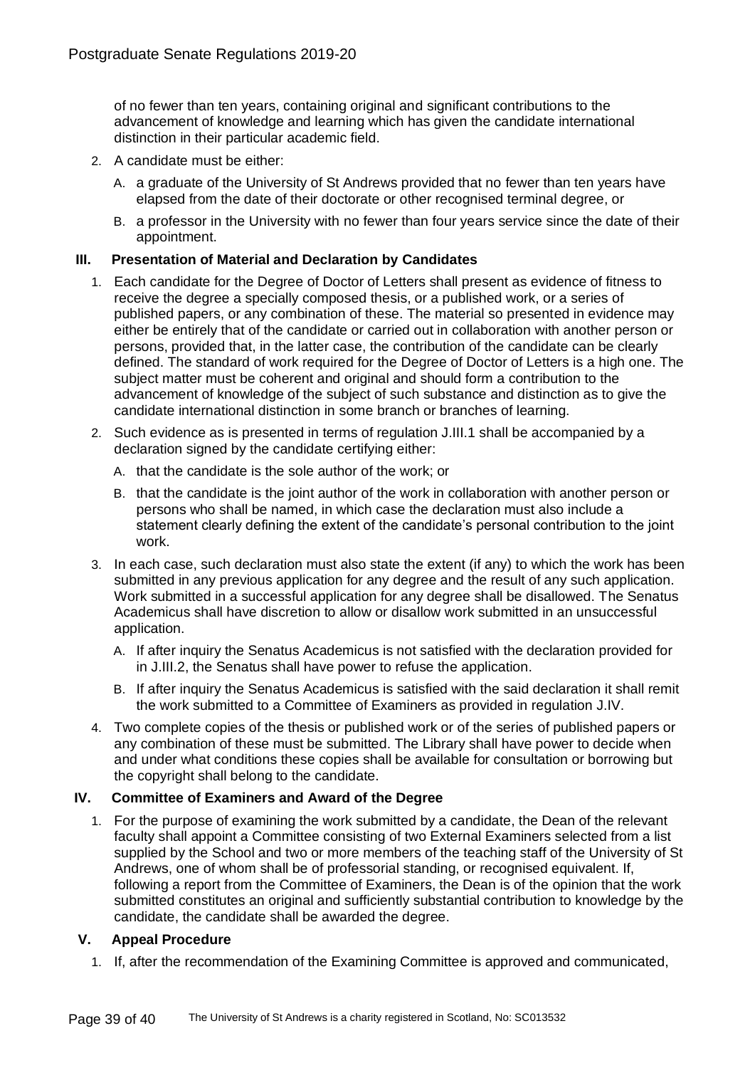of no fewer than ten years, containing original and significant contributions to the advancement of knowledge and learning which has given the candidate international distinction in their particular academic field.

2. A candidate must be either:
   A. a graduate of the University of St Andrews provided that no fewer than ten years have elapsed from the date of their doctorate or other recognised terminal degree, or
   B. a professor in the University with no fewer than four years service since the date of their appointment.

### III. Presentation of Material and Declaration by Candidates

1. Each candidate for the Degree of Doctor of Letters shall present as evidence of fitness to receive the degree a specially composed thesis, or a published work, or a series of published papers, or any combination of these. The material so presented in evidence may either be entirely that of the candidate or carried out in collaboration with another person or persons, provided that, in the latter case, the contribution of the candidate can be clearly defined. The standard of work required for the Degree of Doctor of Letters is a high one. The subject matter must be coherent and original and should form a contribution to the advancement of knowledge of the subject of such substance and distinction as to give the candidate international distinction in some branch or branches of learning.
2. Such evidence as is presented in terms of regulation J.III.1 shall be accompanied by a declaration signed by the candidate certifying either:
   A. that the candidate is the sole author of the work; or
   B. that the candidate is the joint author of the work in collaboration with another person or persons who shall be named, in which case the declaration must also include a statement clearly defining the extent of the candidate's personal contribution to the joint work.
3. In each case, such declaration must also state the extent (if any) to which the work has been submitted in any previous application for any degree and the result of any such application. Work submitted in a successful application for any degree shall be disallowed. The Senatus Academicus shall have discretion to allow or disallow work submitted in an unsuccessful application.
   A. If after inquiry the Senatus Academicus is not satisfied with the declaration provided for in J.III.2, the Senatus shall have power to refuse the application.
   B. If after inquiry the Senatus Academicus is satisfied with the said declaration it shall remit the work submitted to a Committee of Examiners as provided in regulation J.IV.
4. Two complete copies of the thesis or published work or of the series of published papers or any combination of these must be submitted. The Library shall have power to decide when and under what conditions these copies shall be available for consultation or borrowing but the copyright shall belong to the candidate.

### IV. Committee of Examiners and Award of the Degree

1. For the purpose of examining the work submitted by a candidate, the Dean of the relevant faculty shall appoint a Committee consisting of two External Examiners selected from a list supplied by the School and two or more members of the teaching staff of the University of St Andrews, one of whom shall be of professorial standing, or recognised equivalent. If, following a report from the Committee of Examiners, the Dean is of the opinion that the work submitted constitutes an original and sufficiently substantial contribution to knowledge by the candidate, the candidate shall be awarded the degree.

### V. Appeal Procedure

1. If, after the recommendation of the Examining Committee is approved and communicated,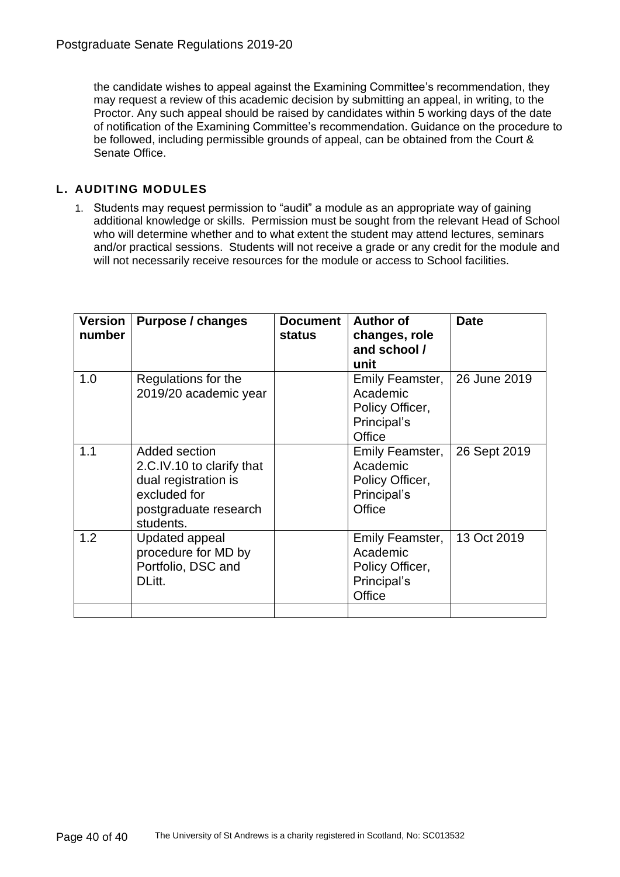the candidate wishes to appeal against the Examining Committee's recommendation, they may request a review of this academic decision by submitting an appeal, in writing, to the Proctor. Any such appeal should be raised by candidates within 5 working days of the date of notification of the Examining Committee's recommendation. Guidance on the procedure to be followed, including permissible grounds of appeal, can be obtained from the Court & Senate Office.

## L. AUDITING MODULES

1. Students may request permission to "audit" a module as an appropriate way of gaining additional knowledge or skills. Permission must be sought from the relevant Head of School who will determine whether and to what extent the student may attend lectures, seminars and/or practical sessions. Students will not receive a grade or any credit for the module and will not necessarily receive resources for the module or access to School facilities.

| Version number | Purpose / changes | Document status | Author of changes, role and school / unit | Date |
|---|---|---|---|---|
| 1.0 | Regulations for the 2019/20 academic year | | Emily Feamster, Academic Policy Officer, Principal's Office | 26 June 2019 |
| 1.1 | Added section 2.C.IV.10 to clarify that dual registration is excluded for postgraduate research students. | | Emily Feamster, Academic Policy Officer, Principal's Office | 26 Sept 2019 |
| 1.2 | Updated appeal procedure for MD by Portfolio, DSC and DLitt. | | Emily Feamster, Academic Policy Officer, Principal's Office | 13 Oct 2019 |
| | | | | |